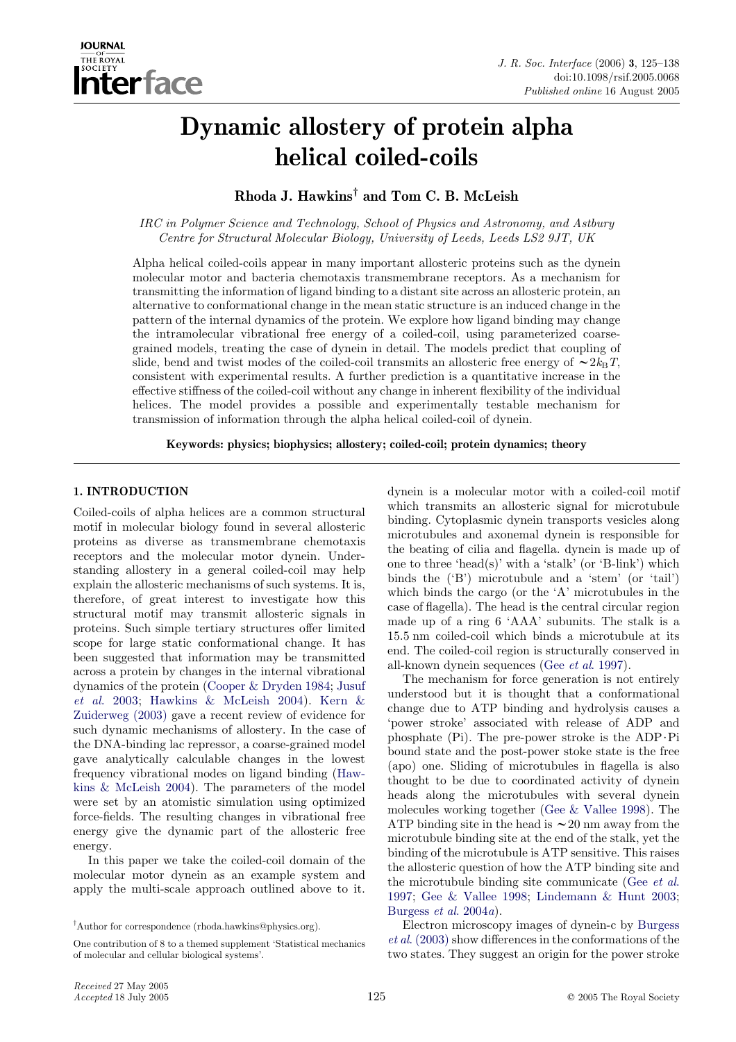# Dynamic allostery of protein alpha helical coiled-coils

**Rhoda J. Hawkins[†] and Tom C. B. McLeish**

*IRC in Polymer Science and Technology, School of Physics and Astronomy, and Astbury Centre for Structural Molecular Biology, University of Leeds, Leeds LS2 9JT, UK*

Alpha helical coiled-coils appear in many important allosteric proteins such as the dynein molecular motor and bacteria chemotaxis transmembrane receptors. As a mechanism for transmitting the information of ligand binding to a distant site across an allosteric protein, an alternative to conformational change in the mean static structure is an induced change in the pattern of the internal dynamics of the protein. We explore how ligand binding may change the intramolecular vibrational free energy of a coiled-coil, using parameterized coarse-grained models, treating the case of dynein in detail. The models predict that coupling of slide, bend and twist modes of the coiled-coil transmits an allosteric free energy of $\sim 2k_BT$, consistent with experimental results. A further prediction is a quantitative increase in the effective stiffness of the coiled-coil without any change in inherent flexibility of the individual helices. The model provides a possible and experimentally testable mechanism for transmission of information through the alpha helical coiled-coil of dynein.

**Keywords: physics; biophysics; allostery; coiled-coil; protein dynamics; theory**

## 1. INTRODUCTION

Coiled-coils of alpha helices are a common structural motif in molecular biology found in several allosteric proteins as diverse as transmembrane chemotaxis receptors and the molecular motor dynein. Understanding allostery in a general coiled-coil may help explain the allosteric mechanisms of such systems. It is, therefore, of great interest to investigate how this structural motif may transmit allosteric signals in proteins. Such simple tertiary structures offer limited scope for large static conformational change. It has been suggested that information may be transmitted across a protein by changes in the internal vibrational dynamics of the protein (Cooper & Dryden 1984; Jusuf *et al.* 2003; Hawkins & McLeish 2004). Kern & Zuiderweg (2003) gave a recent review of evidence for such dynamic mechanisms of allostery. In the case of the DNA-binding lac repressor, a coarse-grained model gave analytically calculable changes in the lowest frequency vibrational modes on ligand binding (Hawkins & McLeish 2004). The parameters of the model were set by an atomistic simulation using optimized force-fields. The resulting changes in vibrational free energy give the dynamic part of the allosteric free energy.

In this paper we take the coiled-coil domain of the molecular motor dynein as an example system and apply the multi-scale approach outlined above to it. dynein is a molecular motor with a coiled-coil motif which transmits an allosteric signal for microtubule binding. Cytoplasmic dynein transports vesicles along microtubules and axonemal dynein is responsible for the beating of cilia and flagella. dynein is made up of one to three 'head(s)' with a 'stalk' (or 'B-link') which binds the ('B') microtubule and a 'stem' (or 'tail') which binds the cargo (or the 'A' microtubules in the case of flagella). The head is the central circular region made up of a ring 6 'AAA' subunits. The stalk is a 15.5 nm coiled-coil which binds a microtubule at its end. The coiled-coil region is structurally conserved in all-known dynein sequences (Gee *et al.* 1997).

The mechanism for force generation is not entirely understood but it is thought that a conformational change due to ATP binding and hydrolysis causes a 'power stroke' associated with release of ADP and phosphate (Pi). The pre-power stroke is the ADP·Pi bound state and the post-power stoke state is the free (apo) one. Sliding of microtubules in flagella is also thought to be due to coordinated activity of dynein heads along the microtubules with several dynein molecules working together (Gee & Vallee 1998). The ATP binding site in the head is $\sim 20$ nm away from the microtubule binding site at the end of the stalk, yet the binding of the microtubule is ATP sensitive. This raises the allosteric question of how the ATP binding site and the microtubule binding site communicate (Gee *et al.* 1997; Gee & Vallee 1998; Lindemann & Hunt 2003; Burgess *et al.* 2004*a*).

Electron microscopy images of dynein-c by Burgess *et al.* (2003) show differences in the conformations of the two states. They suggest an origin for the power stroke

[†]Author for correspondence (rhoda.hawkins@physics.org).

One contribution of 8 to a themed supplement 'Statistical mechanics of molecular and cellular biological systems'.

*Received* 27 May 2005
*Accepted* 18 July 2005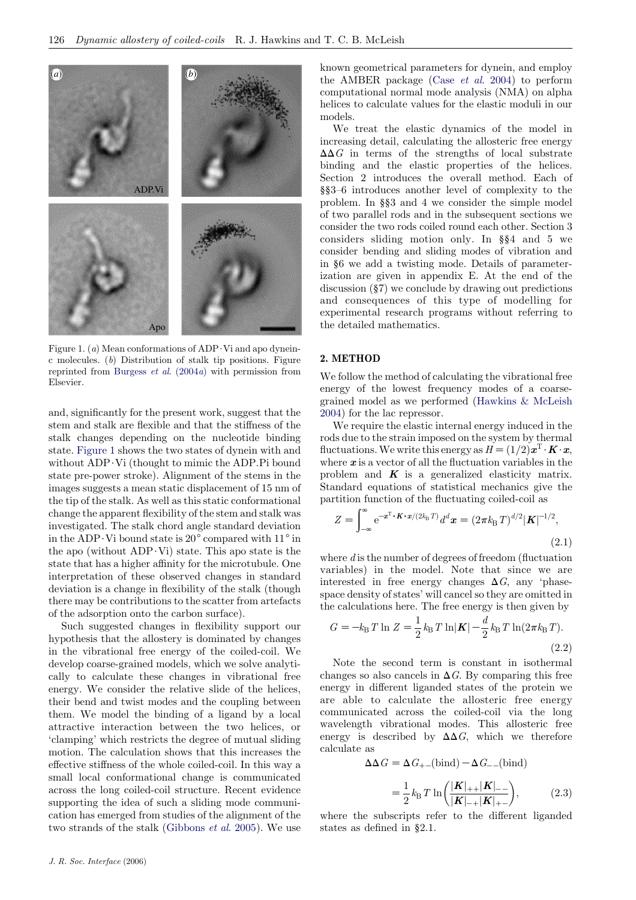Figure 1. (*a*) Mean conformations of ADP·Vi and apo dynein-c molecules. (*b*) Distribution of stalk tip positions. Figure reprinted from Burgess *et al.* (2004*a*) with permission from Elsevier.

and, significantly for the present work, suggest that the stem and stalk are flexible and that the stiffness of the stalk changes depending on the nucleotide binding state. Figure 1 shows the two states of dynein with and without ADP·Vi (thought to mimic the ADP.Pi bound state pre-power stroke). Alignment of the stems in the images suggests a mean static displacement of 15 nm of the tip of the stalk. As well as this static conformational change the apparent flexibility of the stem and stalk was investigated. The stalk chord angle standard deviation in the ADP·Vi bound state is 20° compared with 11° in the apo (without ADP·Vi) state. This apo state is the state that has a higher affinity for the microtubule. One interpretation of these observed changes in standard deviation is a change in flexibility of the stalk (though there may be contributions to the scatter from artefacts of the adsorption onto the carbon surface).

Such suggested changes in flexibility support our hypothesis that the allostery is dominated by changes in the vibrational free energy of the coiled-coil. We develop coarse-grained models, which we solve analytically to calculate these changes in vibrational free energy. We consider the relative slide of the helices, their bend and twist modes and the coupling between them. We model the binding of a ligand by a local attractive interaction between the two helices, or 'clamping' which restricts the degree of mutual sliding motion. The calculation shows that this increases the effective stiffness of the whole coiled-coil. In this way a small local conformational change is communicated across the long coiled-coil structure. Recent evidence supporting the idea of such a sliding mode communication has emerged from studies of the alignment of the two strands of the stalk (Gibbons *et al.* 2005). We use known geometrical parameters for dynein, and employ the AMBER package (Case *et al.* 2004) to perform computational normal mode analysis (NMA) on alpha helices to calculate values for the elastic moduli in our models.

We treat the elastic dynamics of the model in increasing detail, calculating the allosteric free energy $\Delta\Delta G$ in terms of the strengths of local substrate binding and the elastic properties of the helices. Section 2 introduces the overall method. Each of §§3–6 introduces another level of complexity to the problem. In §§3 and 4 we consider the simple model of two parallel rods and in the subsequent sections we consider the two rods coiled round each other. Section 3 considers sliding motion only. In §§4 and 5 we consider bending and sliding modes of vibration and in §6 we add a twisting mode. Details of parameterization are given in appendix E. At the end of the discussion (§7) we conclude by drawing out predictions and consequences of this type of modelling for experimental research programs without referring to the detailed mathematics.

## 2. METHOD

We follow the method of calculating the vibrational free energy of the lowest frequency modes of a coarse-grained model as we performed (Hawkins & McLeish 2004) for the lac repressor.

We require the elastic internal energy induced in the rods due to the strain imposed on the system by thermal fluctuations. We write this energy as $H = (1/2)\boldsymbol{x}^{\mathrm{T}} \cdot \boldsymbol{K} \cdot \boldsymbol{x}$, where $\boldsymbol{x}$ is a vector of all the fluctuation variables in the problem and $\boldsymbol{K}$ is a generalized elasticity matrix. Standard equations of statistical mechanics give the partition function of the fluctuating coiled-coil as

$$Z = \int_{-\infty}^{\infty} \mathrm{e}^{-\boldsymbol{x}^{\mathrm{T}} \cdot \boldsymbol{K} \cdot \boldsymbol{x}/(2k_{\mathrm{B}}T)} \, d^d \boldsymbol{x} = (2\pi k_{\mathrm{B}} T)^{d/2} |\boldsymbol{K}|^{-1/2}, \tag{2.1}$$

where $d$ is the number of degrees of freedom (fluctuation variables) in the model. Note that since we are interested in free energy changes $\Delta G$, any 'phase-space density of states' will cancel so they are omitted in the calculations here. The free energy is then given by

$$G = -k_{\mathrm{B}} T \ln Z = \frac{1}{2} k_{\mathrm{B}} T \ln |\boldsymbol{K}| - \frac{d}{2} k_{\mathrm{B}} T \ln(2\pi k_{\mathrm{B}} T). \tag{2.2}$$

Note the second term is constant in isothermal changes so also cancels in $\Delta G$. By comparing this free energy in different liganded states of the protein we are able to calculate the allosteric free energy communicated across the coiled-coil via the long wavelength vibrational modes. This allosteric free energy is described by $\Delta\Delta G$, which we therefore calculate as

$$\Delta\Delta G = \Delta G_{+-}(\text{bind}) - \Delta G_{--}(\text{bind})$$

$$= \frac{1}{2} k_{\mathrm{B}} T \ln \left( \frac{|\boldsymbol{K}|_{++} |\boldsymbol{K}|_{--}}{|\boldsymbol{K}|_{-+} |\boldsymbol{K}|_{+-}} \right), \tag{2.3}$$

where the subscripts refer to the different liganded states as defined in §2.1.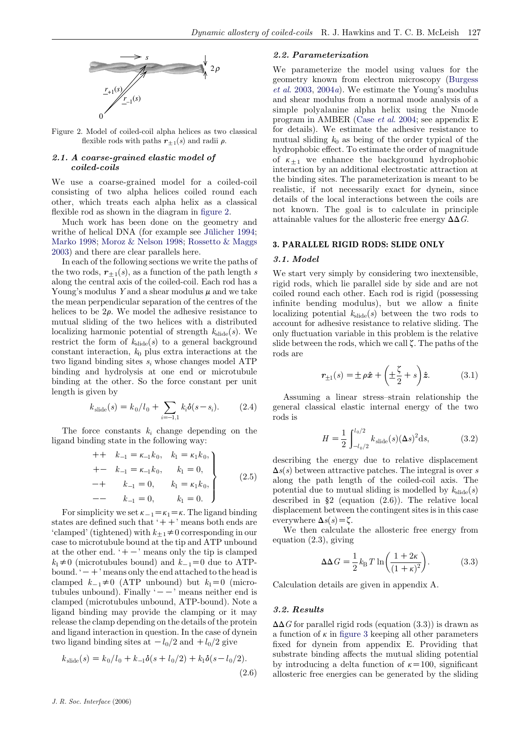Figure 2. Model of coiled-coil alpha helices as two classical flexible rods with paths $\boldsymbol{r}_{\pm 1}(s)$ and radii $\rho$.

### 2.1. A coarse-grained elastic model of coiled-coils

We use a coarse-grained model for a coiled-coil consisting of two alpha helices coiled round each other, which treats each alpha helix as a classical flexible rod as shown in the diagram in figure 2.

Much work has been done on the geometry and writhe of helical DNA (for example see Jülicher 1994; Marko 1998; Moroz & Nelson 1998; Rossetto & Maggs 2003) and there are clear parallels here.

In each of the following sections we write the paths of the two rods, $\boldsymbol{r}_{\pm 1}(s)$, as a function of the path length $s$ along the central axis of the coiled-coil. Each rod has a Young's modulus $Y$ and a shear modulus $\mu$ and we take the mean perpendicular separation of the centres of the helices to be $2\rho$. We model the adhesive resistance to mutual sliding of the two helices with a distributed localizing harmonic potential of strength $k_{\text{slide}}(s)$. We restrict the form of $k_{\text{slide}}(s)$ to a general background constant interaction, $k_0$ plus extra interactions at the two ligand binding sites $s_i$ whose changes model ATP binding and hydrolysis at one end or microtubule binding at the other. So the force constant per unit length is given by

$$k_{\text{slide}}(s) = k_0/l_0 + \sum_{i=-1,1} k_i \delta(s - s_i). \tag{2.4}$$

The force constants $k_i$ change depending on the ligand binding state in the following way:

$$\left.\begin{array}{lll} ++ & k_{-1} = \kappa_{-1} k_0, & k_1 = \kappa_1 k_0, \\ +- & k_{-1} = \kappa_{-1} k_0, & k_1 = 0, \\ -+ & k_{-1} = 0, & k_1 = \kappa_1 k_0, \\ -- & k_{-1} = 0, & k_1 = 0. \end{array}\right\} \tag{2.5}$$

For simplicity we set $\kappa_{-1} = \kappa_1 = \kappa$. The ligand binding states are defined such that '$++$' means both ends are 'clamped' (tightened) with $k_{\pm 1} \neq 0$ corresponding in our case to microtubule bound at the tip and ATP unbound at the other end. '$+-$' means only the tip is clamped $k_1 \neq 0$ (microtubules bound) and $k_{-1} = 0$ due to ATP-bound. '$-+$' means only the end attached to the head is clamped $k_{-1} \neq 0$ (ATP unbound) but $k_1 = 0$ (microtubules unbound). Finally '$--$' means neither end is clamped (microtubules unbound, ATP-bound). Note a ligand binding may provide the clamping or it may release the clamp depending on the details of the protein and ligand interaction in question. In the case of dynein two ligand binding sites at $-l_0/2$ and $+l_0/2$ give

$$k_{\text{slide}}(s) = k_0/l_0 + k_{-1}\delta(s + l_0/2) + k_1 \delta(s - l_0/2). \tag{2.6}$$

### 2.2. Parameterization

We parameterize the model using values for the geometry known from electron microscopy (Burgess *et al.* 2003, 2004*a*). We estimate the Young's modulus and shear modulus from a normal mode analysis of a simple polyalanine alpha helix using the Nmode program in AMBER (Case *et al.* 2004; see appendix E for details). We estimate the adhesive resistance to mutual sliding $k_0$ as being of the order typical of the hydrophobic effect. To estimate the order of magnitude of $\kappa_{\pm 1}$ we enhance the background hydrophobic interaction by an additional electrostatic attraction at the binding sites. The parameterization is meant to be realistic, if not necessarily exact for dynein, since details of the local interactions between the coils are not known. The goal is to calculate in principle attainable values for the allosteric free energy $\Delta\Delta G$.

## 3. PARALLEL RIGID RODS: SLIDE ONLY

### 3.1. Model

We start very simply by considering two inextensible, rigid rods, which lie parallel side by side and are not coiled round each other. Each rod is rigid (possessing infinite bending modulus), but we allow a finite localizing potential $k_{\text{slide}}(s)$ between the two rods to account for adhesive resistance to relative sliding. The only fluctuation variable in this problem is the relative slide between the rods, which we call $\zeta$. The paths of the rods are

$$\boldsymbol{r}_{\pm 1}(s) = \pm \rho \hat{\boldsymbol{x}} + \left( \pm \frac{\zeta}{2} + s \right) \hat{\boldsymbol{z}}. \tag{3.1}$$

Assuming a linear stress–strain relationship the general classical elastic internal energy of the two rods is

$$H = \frac{1}{2} \int_{-l_0/2}^{l_0/2} k_{\text{slide}}(s) (\Delta s)^2 \mathrm{d}s, \tag{3.2}$$

describing the energy due to relative displacement $\Delta s(s)$ between attractive patches. The integral is over $s$ along the path length of the coiled-coil axis. The potential due to mutual sliding is modelled by $k_{\text{slide}}(s)$ described in §2 (equation (2.6)). The relative local displacement between the contingent sites is in this case everywhere $\Delta s(s) = \zeta$.

We then calculate the allosteric free energy from equation (2.3), giving

$$\Delta\Delta G = \frac{1}{2} k_{\text{B}} T \ln\left( \frac{1 + 2\kappa}{(1 + \kappa)^2} \right). \tag{3.3}$$

Calculation details are given in appendix A.

### 3.2. Results

$\Delta\Delta G$ for parallel rigid rods (equation (3.3)) is drawn as a function of $\kappa$ in figure 3 keeping all other parameters fixed for dynein from appendix E. Providing that substrate binding affects the mutual sliding potential by introducing a delta function of $\kappa = 100$, significant allosteric free energies can be generated by the sliding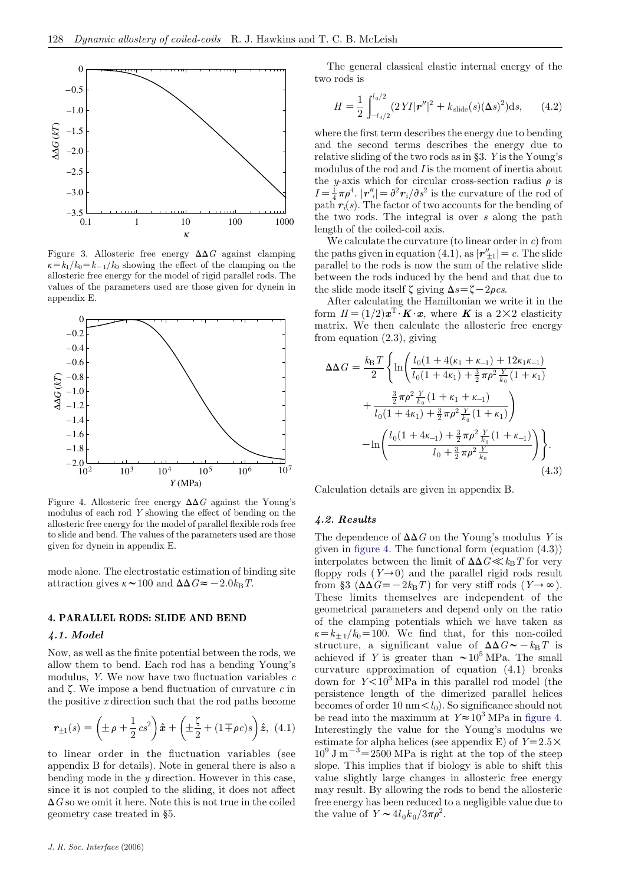Figure 3. Allosteric free energy $\Delta\Delta G$ against clamping $\kappa = k_1/k_0 = k_{-1}/k_0$ showing the effect of the clamping on the allosteric free energy for the model of rigid parallel rods. The values of the parameters used are those given for dynein in appendix E.

Figure 4. Allosteric free energy $\Delta\Delta G$ against the Young's modulus of each rod $Y$ showing the effect of bending on the allosteric free energy for the model of parallel flexible rods free to slide and bend. The values of the parameters used are those given for dynein in appendix E.

mode alone. The electrostatic estimation of binding site attraction gives $\kappa \sim 100$ and $\Delta\Delta G \approx -2.0 k_\mathrm{B} T$.

## 4. PARALLEL RODS: SLIDE AND BEND

### 4.1. Model

Now, as well as the finite potential between the rods, we allow them to bend. Each rod has a bending Young's modulus, $Y$. We now have two fluctuation variables $c$ and $\zeta$. We impose a bend fluctuation of curvature $c$ in the positive $x$ direction such that the rod paths become

$$\boldsymbol{r}_{\pm 1}(s) = \left(\pm\rho + \frac{1}{2}cs^2\right)\hat{\boldsymbol{x}} + \left(\pm\frac{\zeta}{2} + (1 \mp \rho c)s\right)\hat{\boldsymbol{z}}, \quad (4.1)$$

to linear order in the fluctuation variables (see appendix B for details). Note in general there is also a bending mode in the $y$ direction. However in this case, since it is not coupled to the sliding, it does not affect $\Delta G$ so we omit it here. Note this is not true in the coiled geometry case treated in §5.

The general classical elastic internal energy of the two rods is

$$H = \frac{1}{2}\int_{-l_0/2}^{l_0/2} (2YI|\boldsymbol{r}''|^2 + k_\mathrm{slide}(s)(\Delta s)^2)\mathrm{d}s, \quad (4.2)$$

where the first term describes the energy due to bending and the second terms describes the energy due to relative sliding of the two rods as in §3. $Y$ is the Young's modulus of the rod and $I$ is the moment of inertia about the $y$-axis which for circular cross-section radius $\rho$ is $I = \frac{1}{4}\pi\rho^4$. $|\boldsymbol{r}_i''| = \partial^2 \boldsymbol{r}_i/\partial s^2$ is the curvature of the rod of path $\boldsymbol{r}_i(s)$. The factor of two accounts for the bending of the two rods. The integral is over $s$ along the path length of the coiled-coil axis.

We calculate the curvature (to linear order in $c$) from the paths given in equation (4.1), as $|\boldsymbol{r}''_{\pm 1}| = c$. The slide parallel to the rods is now the sum of the relative slide between the rods induced by the bend and that due to the slide mode itself $\zeta$ giving $\Delta s = \zeta - 2\rho c s$.

After calculating the Hamiltonian we write it in the form $H = (1/2)\boldsymbol{x}^\mathrm{T}\cdot\boldsymbol{K}\cdot\boldsymbol{x}$, where $\boldsymbol{K}$ is a $2\times 2$ elasticity matrix. We then calculate the allosteric free energy from equation (2.3), giving

$$\Delta\Delta G = \frac{k_\mathrm{B}T}{2}\left\{\ln\left(\frac{l_0(1+4(\kappa_1+\kappa_{-1})+12\kappa_1\kappa_{-1})}{l_0(1+4\kappa_1)+\frac{3}{2}\pi\rho^2\frac{Y}{k_0}(1+\kappa_1)} + \frac{\frac{3}{2}\pi\rho^2\frac{Y}{k_0}(1+\kappa_1+\kappa_{-1})}{l_0(1+4\kappa_1)+\frac{3}{2}\pi\rho^2\frac{Y}{k_0}(1+\kappa_1)}\right) - \ln\left(\frac{l_0(1+4\kappa_{-1})+\frac{3}{2}\pi\rho^2\frac{Y}{k_0}(1+\kappa_{-1})}{l_0+\frac{3}{2}\pi\rho^2\frac{Y}{k_0}}\right)\right\}. \quad (4.3)$$

Calculation details are given in appendix B.

### 4.2. Results

The dependence of $\Delta\Delta G$ on the Young's modulus $Y$ is given in figure 4. The functional form (equation (4.3)) interpolates between the limit of $\Delta\Delta G \ll k_\mathrm{B}T$ for very floppy rods ($Y \to 0$) and the parallel rigid rods result from §3 ($\Delta\Delta G = -2k_\mathrm{B}T$) for very stiff rods ($Y \to \infty$). These limits themselves are independent of the geometrical parameters and depend only on the ratio of the clamping potentials which we have taken as $\kappa = k_{\pm 1}/k_0 = 100$. We find that, for this non-coiled structure, a significant value of $\Delta\Delta G \sim -k_\mathrm{B}T$ is achieved if $Y$ is greater than $\sim 10^5$ MPa. The small curvature approximation of equation (4.1) breaks down for $Y < 10^3$ MPa in this parallel rod model (the persistence length of the dimerized parallel helices becomes of order $10\ \mathrm{nm} < l_0$). So significance should not be read into the maximum at $Y \approx 10^3$ MPa in figure 4. Interestingly the value for the Young's modulus we estimate for alpha helices (see appendix E) of $Y = 2.5 \times 10^9\ \mathrm{J\ m^{-3}} = 2500$ MPa is right at the top of the steep slope. This implies that if biology is able to shift this value slightly large changes in allosteric free energy may result. By allowing the rods to bend the allosteric free energy has been reduced to a negligible value due to the value of $Y \sim 4l_0k_0/3\pi\rho^2$.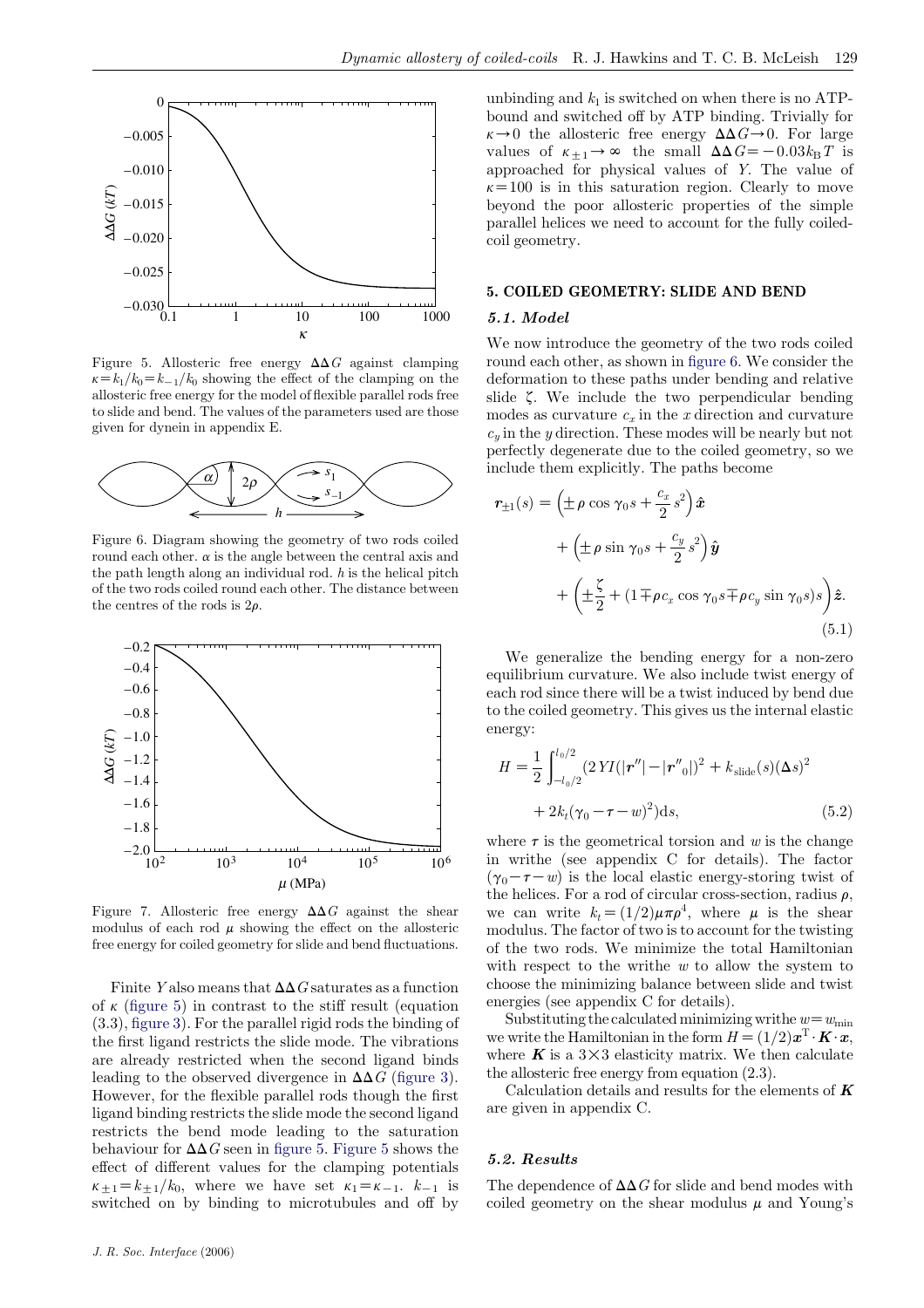Figure 5. Allosteric free energy $\Delta\Delta G$ against clamping $\kappa = k_1/k_0 = k_{-1}/k_0$ showing the effect of the clamping on the allosteric free energy for the model of flexible parallel rods free to slide and bend. The values of the parameters used are those given for dynein in appendix E.

Figure 6. Diagram showing the geometry of two rods coiled round each other. $\alpha$ is the angle between the central axis and the path length along an individual rod. $h$ is the helical pitch of the two rods coiled round each other. The distance between the centres of the rods is $2\rho$.

Figure 7. Allosteric free energy $\Delta\Delta G$ against the shear modulus of each rod $\mu$ showing the effect on the allosteric free energy for coiled geometry for slide and bend fluctuations.

Finite $Y$ also means that $\Delta\Delta G$ saturates as a function of $\kappa$ (figure 5) in contrast to the stiff result (equation (3.3), figure 3). For the parallel rigid rods the binding of the first ligand restricts the slide mode. The vibrations are already restricted when the second ligand binds leading to the observed divergence in $\Delta\Delta G$ (figure 3). However, for the flexible parallel rods though the first ligand binding restricts the slide mode the second ligand restricts the bend mode leading to the saturation behaviour for $\Delta\Delta G$ seen in figure 5. Figure 5 shows the effect of different values for the clamping potentials $\kappa_{\pm 1} = k_{\pm 1}/k_0$, where we have set $\kappa_1 = \kappa_{-1}$. $k_{-1}$ is switched on by binding to microtubules and off by unbinding and $k_1$ is switched on when there is no ATP-bound and switched off by ATP binding. Trivially for $\kappa \to 0$ the allosteric free energy $\Delta\Delta G \to 0$. For large values of $\kappa_{\pm 1} \to \infty$ the small $\Delta\Delta G = -0.03 k_B T$ is approached for physical values of $Y$. The value of $\kappa = 100$ is in this saturation region. Clearly to move beyond the poor allosteric properties of the simple parallel helices we need to account for the fully coiled-coil geometry.

## 5. COILED GEOMETRY: SLIDE AND BEND

### 5.1. Model

We now introduce the geometry of the two rods coiled round each other, as shown in figure 6. We consider the deformation to these paths under bending and relative slide $\zeta$. We include the two perpendicular bending modes as curvature $c_x$ in the $x$ direction and curvature $c_y$ in the $y$ direction. These modes will be nearly but not perfectly degenerate due to the coiled geometry, so we include them explicitly. The paths become

$$
\begin{aligned}
\boldsymbol{r}_{\pm 1}(s) = {} & \left( \pm \rho \cos \gamma_0 s + \frac{c_x}{2} s^2 \right) \hat{\boldsymbol{x}} \\
& + \left( \pm \rho \sin \gamma_0 s + \frac{c_y}{2} s^2 \right) \hat{\boldsymbol{y}} \\
& + \left( \pm \frac{\zeta}{2} + (1 \mp \rho c_x \cos \gamma_0 s \mp \rho c_y \sin \gamma_0 s) s \right) \hat{\boldsymbol{z}}.
\end{aligned} \tag{5.1}
$$

We generalize the bending energy for a non-zero equilibrium curvature. We also include twist energy of each rod since there will be a twist induced by bend due to the coiled geometry. This gives us the internal elastic energy:

$$
\begin{aligned}
H = {} & \frac{1}{2} \int_{-l_0/2}^{l_0/2} (2YI(|\boldsymbol{r}''| - |\boldsymbol{r}''_0|)^2 + k_{\text{slide}}(s)(\Delta s)^2 \\
& + 2k_t(\gamma_0 - \tau - w)^2) \mathrm{d}s,
\end{aligned} \tag{5.2}
$$

where $\tau$ is the geometrical torsion and $w$ is the change in writhe (see appendix C for details). The factor $(\gamma_0 - \tau - w)$ is the local elastic energy-storing twist of the helices. For a rod of circular cross-section, radius $\rho$, we can write $k_t = (1/2)\mu\pi\rho^4$, where $\mu$ is the shear modulus. The factor of two is to account for the twisting of the two rods. We minimize the total Hamiltonian with respect to the writhe $w$ to allow the system to choose the minimizing balance between slide and twist energies (see appendix C for details).

Substituting the calculated minimizing writhe $w = w_{\min}$ we write the Hamiltonian in the form $H = (1/2)\boldsymbol{x}^{\mathrm{T}} \cdot \boldsymbol{K} \cdot \boldsymbol{x}$, where $\boldsymbol{K}$ is a $3 \times 3$ elasticity matrix. We then calculate the allosteric free energy from equation (2.3).

Calculation details and results for the elements of $\boldsymbol{K}$ are given in appendix C.

### 5.2. Results

The dependence of $\Delta\Delta G$ for slide and bend modes with coiled geometry on the shear modulus $\mu$ and Young's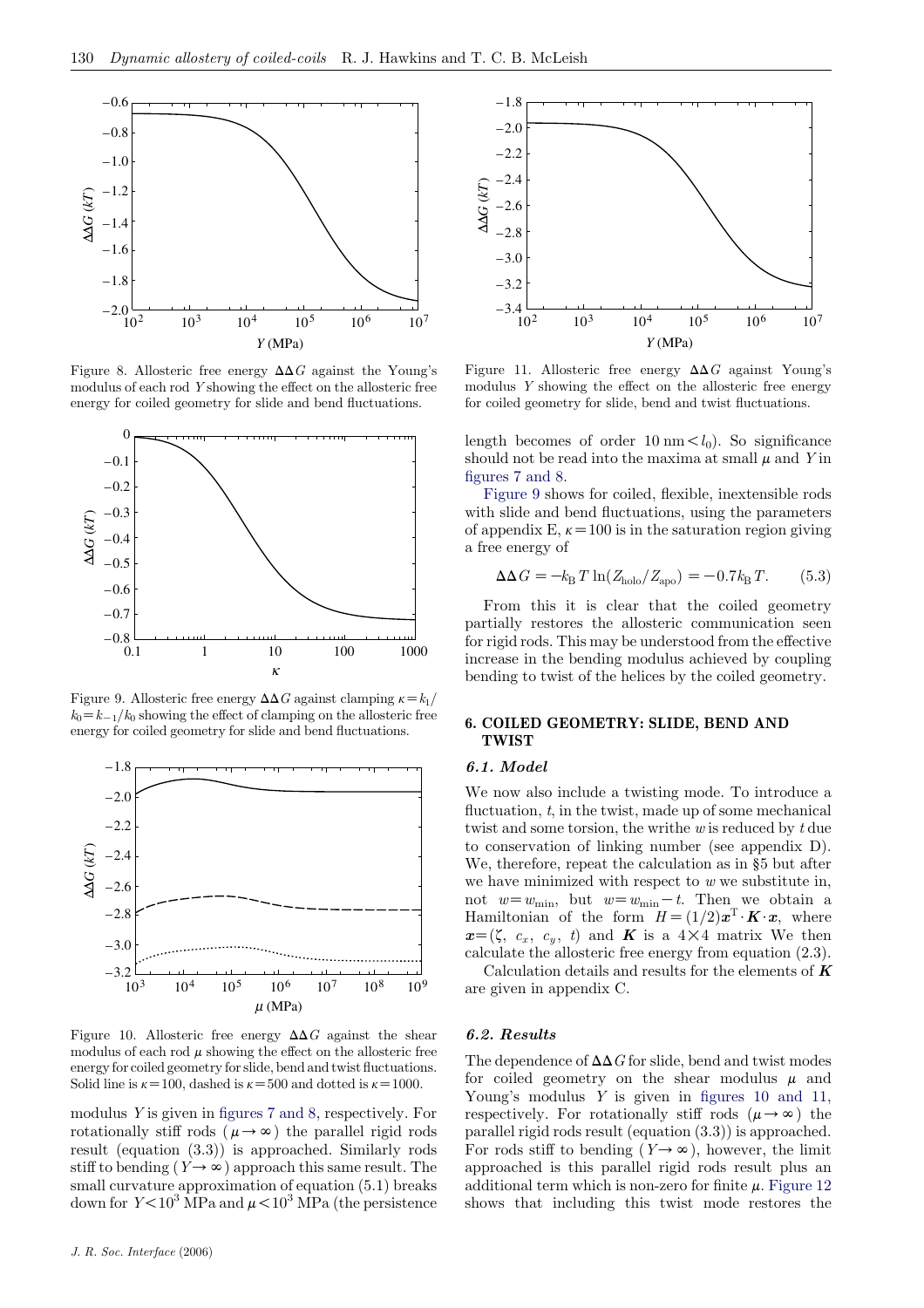Figure 8. Allosteric free energy $\Delta\Delta G$ against the Young's modulus of each rod $Y$ showing the effect on the allosteric free energy for coiled geometry for slide and bend fluctuations.

Figure 9. Allosteric free energy $\Delta\Delta G$ against clamping $\kappa=k_1/k_0=k_{-1}/k_0$ showing the effect of clamping on the allosteric free energy for coiled geometry for slide and bend fluctuations.

Figure 10. Allosteric free energy $\Delta\Delta G$ against the shear modulus of each rod $\mu$ showing the effect on the allosteric free energy for coiled geometry for slide, bend and twist fluctuations. Solid line is $\kappa=100$, dashed is $\kappa=500$ and dotted is $\kappa=1000$.

modulus $Y$ is given in figures 7 and 8, respectively. For rotationally stiff rods ($\mu\rightarrow\infty$) the parallel rigid rods result (equation (3.3)) is approached. Similarly rods stiff to bending ($Y\rightarrow\infty$) approach this same result. The small curvature approximation of equation (5.1) breaks down for $Y<10^3$ MPa and $\mu<10^3$ MPa (the persistence length becomes of order $10\ \text{nm}<l_0$). So significance should not be read into the maxima at small $\mu$ and $Y$ in figures 7 and 8.

Figure 9 shows for coiled, flexible, inextensible rods with slide and bend fluctuations, using the parameters of appendix E, $\kappa=100$ is in the saturation region giving a free energy of

$$\Delta\Delta G=-k_\mathrm{B}T\ln(Z_\mathrm{holo}/Z_\mathrm{apo})=-0.7k_\mathrm{B}T. \qquad (5.3)$$

From this it is clear that the coiled geometry partially restores the allosteric communication seen for rigid rods. This may be understood from the effective increase in the bending modulus achieved by coupling bending to twist of the helices by the coiled geometry.

Figure 11. Allosteric free energy $\Delta\Delta G$ against Young's modulus $Y$ showing the effect on the allosteric free energy for coiled geometry for slide, bend and twist fluctuations.

## 6. COILED GEOMETRY: SLIDE, BEND AND TWIST

### 6.1. Model

We now also include a twisting mode. To introduce a fluctuation, $t$, in the twist, made up of some mechanical twist and some torsion, the writhe $w$ is reduced by $t$ due to conservation of linking number (see appendix D). We, therefore, repeat the calculation as in §5 but after we have minimized with respect to $w$ we substitute in, not $w=w_\mathrm{min}$, but $w=w_\mathrm{min}-t$. Then we obtain a Hamiltonian of the form $H=(1/2)\boldsymbol{x}^\mathrm{T}\cdot\boldsymbol{K}\cdot\boldsymbol{x}$, where $\boldsymbol{x}=(\zeta,\ c_x,\ c_y,\ t)$ and $\boldsymbol{K}$ is a $4\times4$ matrix We then calculate the allosteric free energy from equation (2.3).

Calculation details and results for the elements of $\boldsymbol{K}$ are given in appendix C.

### 6.2. Results

The dependence of $\Delta\Delta G$ for slide, bend and twist modes for coiled geometry on the shear modulus $\mu$ and Young's modulus $Y$ is given in figures 10 and 11, respectively. For rotationally stiff rods ($\mu\rightarrow\infty$) the parallel rigid rods result (equation (3.3)) is approached. For rods stiff to bending ($Y\rightarrow\infty$), however, the limit approached is this parallel rigid rods result plus an additional term which is non-zero for finite $\mu$. Figure 12 shows that including this twist mode restores the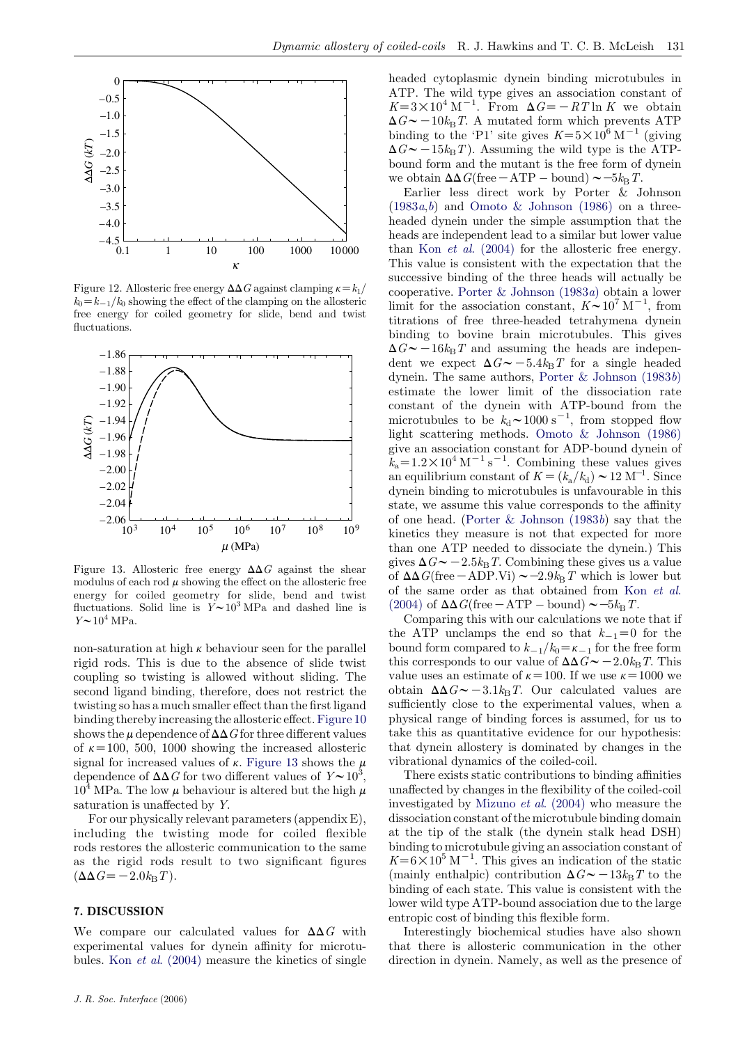Figure 12. Allosteric free energy $\Delta\Delta G$ against clamping $\kappa = k_1/k_0 = k_{-1}/k_0$ showing the effect of the clamping on the allosteric free energy for coiled geometry for slide, bend and twist fluctuations.

Figure 13. Allosteric free energy $\Delta\Delta G$ against the shear modulus of each rod $\mu$ showing the effect on the allosteric free energy for coiled geometry for slide, bend and twist fluctuations. Solid line is $Y \sim 10^3$ MPa and dashed line is $Y \sim 10^4$ MPa.

non-saturation at high $\kappa$ behaviour seen for the parallel rigid rods. This is due to the absence of slide twist coupling so twisting is allowed without sliding. The second ligand binding, therefore, does not restrict the twisting so has a much smaller effect than the first ligand binding thereby increasing the allosteric effect. Figure 10 shows the $\mu$ dependence of $\Delta\Delta G$ for three different values of $\kappa = 100$, 500, 1000 showing the increased allosteric signal for increased values of $\kappa$. Figure 13 shows the $\mu$ dependence of $\Delta\Delta G$ for two different values of $Y \sim 10^3$, $10^4$ MPa. The low $\mu$ behaviour is altered but the high $\mu$ saturation is unaffected by $Y$.

For our physically relevant parameters (appendix E), including the twisting mode for coiled flexible rods restores the allosteric communication to the same as the rigid rods result to two significant figures ($\Delta\Delta G = -2.0 k_B T$).

## 7. DISCUSSION

We compare our calculated values for $\Delta\Delta G$ with experimental values for dynein affinity for microtubules. Kon *et al.* (2004) measure the kinetics of single headed cytoplasmic dynein binding microtubules in ATP. The wild type gives an association constant of $K = 3\times10^4\ \text{M}^{-1}$. From $\Delta G = -RT \ln K$ we obtain $\Delta G \sim -10 k_B T$. A mutated form which prevents ATP binding to the 'P1' site gives $K = 5\times10^6\ \text{M}^{-1}$ (giving $\Delta G \sim -15 k_B T$). Assuming the wild type is the ATP-bound form and the mutant is the free form of dynein we obtain $\Delta\Delta G(\text{free} - \text{ATP} - \text{bound}) \sim -5 k_B T$.

Earlier less direct work by Porter & Johnson (1983*a*,*b*) and Omoto & Johnson (1986) on a three-headed dynein under the simple assumption that the heads are independent lead to a similar but lower value than Kon *et al.* (2004) for the allosteric free energy. This value is consistent with the expectation that the successive binding of the three heads will actually be cooperative. Porter & Johnson (1983*a*) obtain a lower limit for the association constant, $K \sim 10^7\ \text{M}^{-1}$, from titrations of free three-headed tetrahymena dynein binding to bovine brain microtubules. This gives $\Delta G \sim -16 k_B T$ and assuming the heads are independent we expect $\Delta G \sim -5.4 k_B T$ for a single headed dynein. The same authors, Porter & Johnson (1983*b*) estimate the lower limit of the dissociation rate constant of the dynein with ATP-bound from the microtubules to be $k_d \sim 1000\ \text{s}^{-1}$, from stopped flow light scattering methods. Omoto & Johnson (1986) give an association constant for ADP-bound dynein of $k_a = 1.2\times10^4\ \text{M}^{-1}\ \text{s}^{-1}$. Combining these values gives an equilibrium constant of $K = (k_a/k_d) \sim 12\ \text{M}^{-1}$. Since dynein binding to microtubules is unfavourable in this state, we assume this value corresponds to the affinity of one head. (Porter & Johnson (1983*b*) say that the kinetics they measure is not that expected for more than one ATP needed to dissociate the dynein.) This gives $\Delta G \sim -2.5 k_B T$. Combining these gives us a value of $\Delta\Delta G(\text{free} - \text{ADP.Vi}) \sim -2.9 k_B T$ which is lower but of the same order as that obtained from Kon *et al.* (2004) of $\Delta\Delta G(\text{free} - \text{ATP} - \text{bound}) \sim -5 k_B T$.

Comparing this with our calculations we note that if the ATP unclamps the end so that $k_{-1} = 0$ for the bound form compared to $k_{-1}/k_0 = \kappa_{-1}$ for the free form this corresponds to our value of $\Delta\Delta G \sim -2.0 k_B T$. This value uses an estimate of $\kappa = 100$. If we use $\kappa = 1000$ we obtain $\Delta\Delta G \sim -3.1 k_B T$. Our calculated values are sufficiently close to the experimental values, when a physical range of binding forces is assumed, for us to take this as quantitative evidence for our hypothesis: that dynein allostery is dominated by changes in the vibrational dynamics of the coiled-coil.

There exists static contributions to binding affinities unaffected by changes in the flexibility of the coiled-coil investigated by Mizuno *et al.* (2004) who measure the dissociation constant of the microtubule binding domain at the tip of the stalk (the dynein stalk head DSH) binding to microtubule giving an association constant of $K = 6\times10^5\ \text{M}^{-1}$. This gives an indication of the static (mainly enthalpic) contribution $\Delta G \sim -13 k_B T$ to the binding of each state. This value is consistent with the lower wild type ATP-bound association due to the large entropic cost of binding this flexible form.

Interestingly biochemical studies have also shown that there is allosteric communication in the other direction in dynein. Namely, as well as the presence of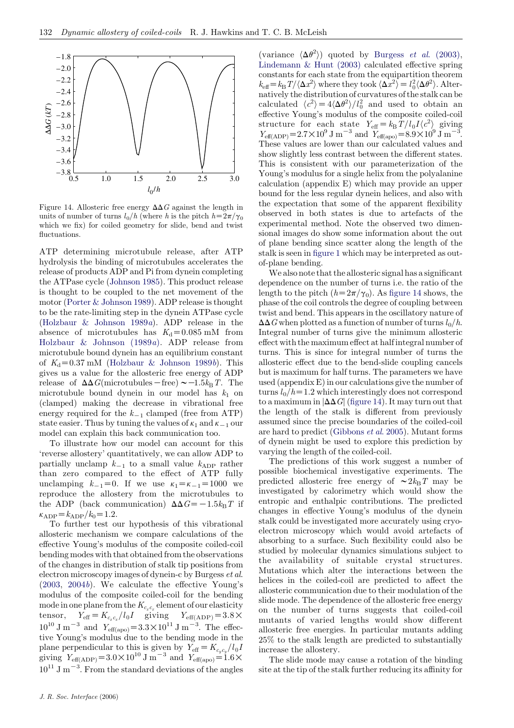Figure 14. Allosteric free energy $\Delta\Delta G$ against the length in units of number of turns $l_0/h$ (where $h$ is the pitch $h=2\pi/\gamma_0$ which we fix) for coiled geometry for slide, bend and twist fluctuations.

ATP determining microtubule release, after ATP hydrolysis the binding of microtubules accelerates the release of products ADP and Pi from dynein completing the ATPase cycle (Johnson 1985). This product release is thought to be coupled to the net movement of the motor (Porter & Johnson 1989). ADP release is thought to be the rate-limiting step in the dynein ATPase cycle (Holzbaur & Johnson 1989*a*). ADP release in the absence of microtubules has $K_d=0.085$ mM from Holzbaur & Johnson (1989*a*). ADP release from microtubule bound dynein has an equilibrium constant of $K_d=0.37$ mM (Holzbaur & Johnson 1989*b*). This gives us a value for the allosteric free energy of ADP release of $\Delta\Delta G(\text{microtubules}-\text{free})\sim -1.5k_BT$. The microtubule bound dynein in our model has $k_1$ on (clamped) making the decrease in vibrational free energy required for the $k_{-1}$ clamped (free from ATP) state easier. Thus by tuning the values of $\kappa_1$ and $\kappa_{-1}$ our model can explain this back communication too.

To illustrate how our model can account for this 'reverse allostery' quantitatively, we can allow ADP to partially unclamp $k_{-1}$ to a small value $k_{\text{ADP}}$ rather than zero compared to the effect of ATP fully unclamping $k_{-1}=0$. If we use $\kappa_1=\kappa_{-1}=1000$ we reproduce the allostery from the microtubules to the ADP (back communication) $\Delta\Delta G=-1.5k_BT$ if $\kappa_{\text{ADP}}=k_{\text{ADP}}/k_0=1.2$.

To further test our hypothesis of this vibrational allosteric mechanism we compare calculations of the effective Young's modulus of the composite coiled-coil bending modes with that obtained from the observations of the changes in distribution of stalk tip positions from electron microscopy images of dynein-c by Burgess *et al.* (2003, 2004*b*). We calculate the effective Young's modulus of the composite coiled-coil for the bending mode in one plane from the $K_{c_xc_x}$ element of our elasticity tensor, $Y_{\text{eff}}=K_{c_xc_x}/l_0I$ giving $Y_{\text{eff(ADP)}}=3.8\times10^{10}$ J m$^{-3}$ and $Y_{\text{eff(apo)}}=3.3\times10^{11}$ J m$^{-3}$. The effective Young's modulus due to the bending mode in the plane perpendicular to this is given by $Y_{\text{eff}}=K_{c_yc_y}/l_0I$ giving $Y_{\text{eff(ADP)}}=3.0\times10^{10}$ J m$^{-3}$ and $Y_{\text{eff(apo)}}=1.6\times10^{11}$ J m$^{-3}$. From the standard deviations of the angles (variance $\langle\Delta\theta^2\rangle$) quoted by Burgess *et al.* (2003), Lindemann & Hunt (2003) calculated effective spring constants for each state from the equipartition theorem $k_{\text{eff}}=k_BT/\langle\Delta x^2\rangle$ where they took $\langle\Delta x^2\rangle=l_0^2\langle\Delta\theta^2\rangle$. Alternatively the distribution of curvatures of the stalk can be calculated $\langle c^2\rangle=4\langle\Delta\theta^2\rangle/l_0^2$ and used to obtain an effective Young's modulus of the composite coiled-coil structure for each state $Y_{\text{eff}}=k_BT/l_0I\langle c^2\rangle$ giving $Y_{\text{eff(ADP)}}=2.7\times10^9$ J m$^{-3}$ and $Y_{\text{eff(apo)}}=8.9\times10^9$ J m$^{-3}$. These values are lower than our calculated values and show slightly less contrast between the different states. This is consistent with our parameterization of the Young's modulus for a single helix from the polyalanine calculation (appendix E) which may provide an upper bound for the less regular dynein helices, and also with the expectation that some of the apparent flexibility observed in both states is due to artefacts of the experimental method. Note the observed two dimensional images do show some information about the out of plane bending since scatter along the length of the stalk is seen in figure 1 which may be interpreted as out-of-plane bending.

We also note that the allosteric signal has a significant dependence on the number of turns i.e. the ratio of the length to the pitch ($h=2\pi/\gamma_0$). As figure 14 shows, the phase of the coil controls the degree of coupling between twist and bend. This appears in the oscillatory nature of $\Delta\Delta G$ when plotted as a function of number of turns $l_0/h$. Integral number of turns give the minimum allosteric effect with the maximum effect at half integral number of turns. This is since for integral number of turns the allosteric effect due to the bend-slide coupling cancels but is maximum for half turns. The parameters we have used (appendix E) in our calculations give the number of turns $l_0/h=1.2$ which interestingly does not correspond to a maximum in $|\Delta\Delta G|$ (figure 14). It may turn out that the length of the stalk is different from previously assumed since the precise boundaries of the coiled-coil are hard to predict (Gibbons *et al.* 2005). Mutant forms of dynein might be used to explore this prediction by varying the length of the coiled-coil.

The predictions of this work suggest a number of possible biochemical investigative experiments. The predicted allosteric free energy of $\sim 2k_BT$ may be investigated by calorimetry which would show the entropic and enthalpic contributions. The predicted changes in effective Young's modulus of the dynein stalk could be investigated more accurately using cryo-electron microscopy which would avoid artefacts of absorbing to a surface. Such flexibility could also be studied by molecular dynamics simulations subject to the availability of suitable crystal structures. Mutations which alter the interactions between the helices in the coiled-coil are predicted to affect the allosteric communication due to their modulation of the slide mode. The dependence of the allosteric free energy on the number of turns suggests that coiled-coil mutants of varied lengths would show different allosteric free energies. In particular mutants adding 25% to the stalk length are predicted to substantially increase the allostery.

The slide mode may cause a rotation of the binding site at the tip of the stalk further reducing its affinity for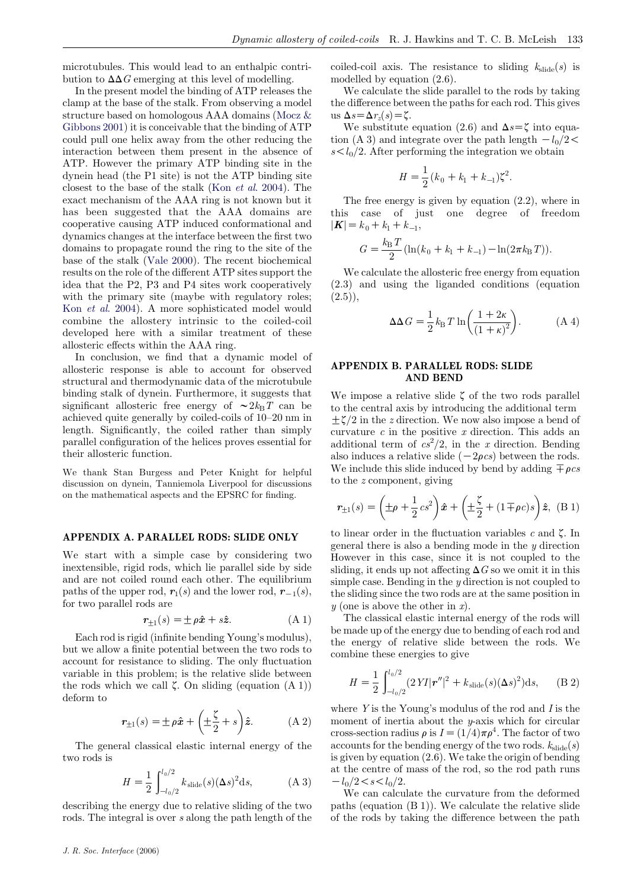microtubules. This would lead to an enthalpic contribution to $\Delta\Delta G$ emerging at this level of modelling.

In the present model the binding of ATP releases the clamp at the base of the stalk. From observing a model structure based on homologous AAA domains (Mocz & Gibbons 2001) it is conceivable that the binding of ATP could pull one helix away from the other reducing the interaction between them present in the absence of ATP. However the primary ATP binding site in the dynein head (the P1 site) is not the ATP binding site closest to the base of the stalk (Kon *et al.* 2004). The exact mechanism of the AAA ring is not known but it has been suggested that the AAA domains are cooperative causing ATP induced conformational and dynamics changes at the interface between the first two domains to propagate round the ring to the site of the base of the stalk (Vale 2000). The recent biochemical results on the role of the different ATP sites support the idea that the P2, P3 and P4 sites work cooperatively with the primary site (maybe with regulatory roles; Kon *et al.* 2004). A more sophisticated model would combine the allostery intrinsic to the coiled-coil developed here with a similar treatment of these allosteric effects within the AAA ring.

In conclusion, we find that a dynamic model of allosteric response is able to account for observed structural and thermodynamic data of the microtubule binding stalk of dynein. Furthermore, it suggests that significant allosteric free energy of $\sim 2k_\mathrm{B}T$ can be achieved quite generally by coiled-coils of 10–20 nm in length. Significantly, the coiled rather than simply parallel configuration of the helices proves essential for their allosteric function.

We thank Stan Burgess and Peter Knight for helpful discussion on dynein, Tanniemola Liverpool for discussions on the mathematical aspects and the EPSRC for finding.

## APPENDIX A. PARALLEL RODS: SLIDE ONLY

We start with a simple case by considering two inextensible, rigid rods, which lie parallel side by side and are not coiled round each other. The equilibrium paths of the upper rod, $\boldsymbol{r}_1(s)$ and the lower rod, $\boldsymbol{r}_{-1}(s)$, for two parallel rods are

$$\boldsymbol{r}_{\pm 1}(s) = \pm\rho\hat{\boldsymbol{x}} + s\hat{\boldsymbol{z}}. \tag{A 1}$$

Each rod is rigid (infinite bending Young's modulus), but we allow a finite potential between the two rods to account for resistance to sliding. The only fluctuation variable in this problem; is the relative slide between the rods which we call $\zeta$. On sliding (equation (A 1)) deform to

$$\boldsymbol{r}_{\pm 1}(s) = \pm\rho\hat{\boldsymbol{x}} + \left(\pm\frac{\zeta}{2} + s\right)\hat{\boldsymbol{z}}. \tag{A 2}$$

The general classical elastic internal energy of the two rods is

$$H = \frac{1}{2}\int_{-l_0/2}^{l_0/2} k_\mathrm{slide}(s)(\Delta s)^2 \mathrm{d}s, \tag{A 3}$$

describing the energy due to relative sliding of the two rods. The integral is over $s$ along the path length of the coiled-coil axis. The resistance to sliding $k_\mathrm{slide}(s)$ is modelled by equation (2.6).

We calculate the slide parallel to the rods by taking the difference between the paths for each rod. This gives us $\Delta s = \Delta r_z(s) = \zeta$.

We substitute equation (2.6) and $\Delta s = \zeta$ into equation (A 3) and integrate over the path length $-l_0/2 < s < l_0/2$. After performing the integration we obtain

$$H = \frac{1}{2}(k_0 + k_1 + k_{-1})\zeta^2.$$

The free energy is given by equation (2.2), where in this case of just one degree of freedom $|\boldsymbol{K}| = k_0 + k_1 + k_{-1}$,

$$G = \frac{k_\mathrm{B}T}{2}(\ln(k_0 + k_1 + k_{-1}) - \ln(2\pi k_\mathrm{B}T)).$$

We calculate the allosteric free energy from equation (2.3) and using the liganded conditions (equation (2.5)),

$$\Delta\Delta G = \frac{1}{2}k_\mathrm{B}T\ln\left(\frac{1+2\kappa}{(1+\kappa)^2}\right). \tag{A 4}$$

## APPENDIX B. PARALLEL RODS: SLIDE AND BEND

We impose a relative slide $\zeta$ of the two rods parallel to the central axis by introducing the additional term $\pm\zeta/2$ in the $z$ direction. We now also impose a bend of curvature $c$ in the positive $x$ direction. This adds an additional term of $cs^2/2$, in the $x$ direction. Bending also induces a relative slide $(-2\rho cs)$ between the rods. We include this slide induced by bend by adding $\mp\rho cs$ to the $z$ component, giving

$$\boldsymbol{r}_{\pm 1}(s) = \left(\pm\rho + \frac{1}{2}cs^2\right)\hat{\boldsymbol{x}} + \left(\pm\frac{\zeta}{2} + (1\mp\rho c)s\right)\hat{\boldsymbol{z}}, \tag{B 1}$$

to linear order in the fluctuation variables $c$ and $\zeta$. In general there is also a bending mode in the $y$ direction However in this case, since it is not coupled to the sliding, it ends up not affecting $\Delta G$ so we omit it in this simple case. Bending in the $y$ direction is not coupled to the sliding since the two rods are at the same position in $y$ (one is above the other in $x$).

The classical elastic internal energy of the rods will be made up of the energy due to bending of each rod and the energy of relative slide between the rods. We combine these energies to give

$$H = \frac{1}{2}\int_{-l_0/2}^{l_0/2}(2YI|\boldsymbol{r}''|^2 + k_\mathrm{slide}(s)(\Delta s)^2)\mathrm{d}s, \tag{B 2}$$

where $Y$ is the Young's modulus of the rod and $I$ is the moment of inertia about the $y$-axis which for circular cross-section radius $\rho$ is $I = (1/4)\pi\rho^4$. The factor of two accounts for the bending energy of the two rods. $k_\mathrm{slide}(s)$ is given by equation (2.6). We take the origin of bending at the centre of mass of the rod, so the rod path runs $-l_0/2 < s < l_0/2$.

We can calculate the curvature from the deformed paths (equation (B 1)). We calculate the relative slide of the rods by taking the difference between the path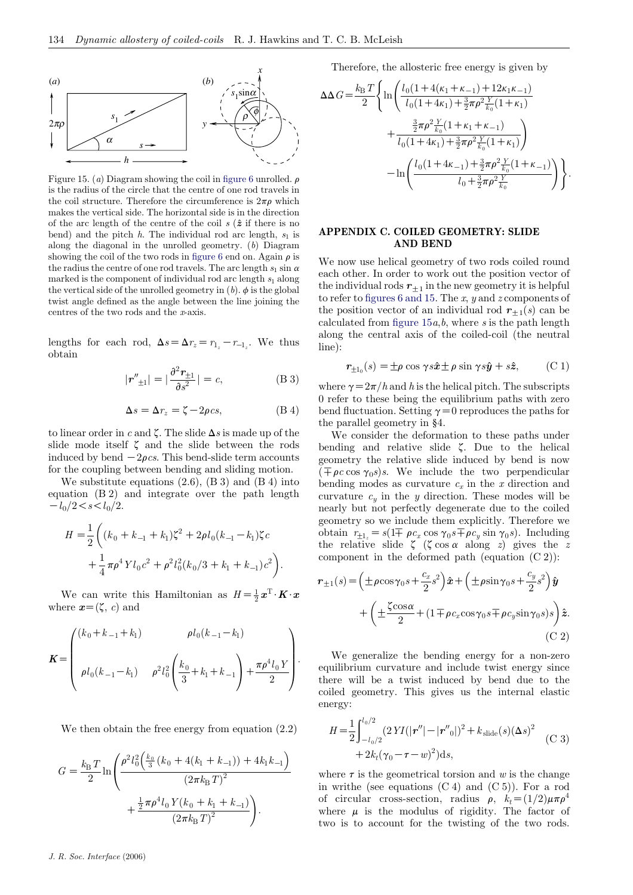Figure 15. (*a*) Diagram showing the coil in figure 6 unrolled. $\rho$ is the radius of the circle that the centre of one rod travels in the coil structure. Therefore the circumference is $2\pi\rho$ which makes the vertical side. The horizontal side is in the direction of the arc length of the centre of the coil $s$ ($\hat{z}$ if there is no bend) and the pitch $h$. The individual rod arc length, $s_1$ is along the diagonal in the unrolled geometry. (*b*) Diagram showing the coil of the two rods in figure 6 end on. Again $\rho$ is the radius the centre of one rod travels. The arc length $s_1 \sin\alpha$ marked is the component of individual rod arc length $s_1$ along the vertical side of the unrolled geometry in (*b*). $\phi$ is the global twist angle defined as the angle between the line joining the centres of the two rods and the $x$-axis.

lengths for each rod, $\Delta s = \Delta r_z = r_{1_z} - r_{-1_z}$. We thus obtain

$$|\boldsymbol{r}''_{\pm 1}| = \left|\frac{\partial^2 \boldsymbol{r}_{\pm 1}}{\partial s^2}\right| = c, \tag{B 3}$$

$$\Delta s = \Delta r_z = \zeta - 2\rho c s, \tag{B 4}$$

to linear order in $c$ and $\zeta$. The slide $\Delta s$ is made up of the slide mode itself $\zeta$ and the slide between the rods induced by bend $-2\rho cs$. This bend-slide term accounts for the coupling between bending and sliding motion.

We substitute equations (2.6), (B 3) and (B 4) into equation (B 2) and integrate over the path length $-l_0/2 < s < l_0/2$.

$$H = \frac{1}{2}\left((k_0 + k_{-1} + k_1)\zeta^2 + 2\rho l_0(k_{-1} - k_1)\zeta c + \frac{1}{4}\pi\rho^4 Y l_0 c^2 + \rho^2 l_0^2 (k_0/3 + k_1 + k_{-1})c^2\right).$$

We can write this Hamiltonian as $H = \frac{1}{2}\boldsymbol{x}^{\mathrm{T}} \cdot \boldsymbol{K} \cdot \boldsymbol{x}$ where $\boldsymbol{x} = (\zeta,\ c)$ and

$$\boldsymbol{K} = \begin{pmatrix} (k_0 + k_{-1} + k_1) & \rho l_0 (k_{-1} - k_1) \\ \rho l_0 (k_{-1} - k_1) & \rho^2 l_0^2 \left(\dfrac{k_0}{3} + k_1 + k_{-1}\right) + \dfrac{\pi \rho^4 l_0 Y}{2} \end{pmatrix}.$$

We then obtain the free energy from equation (2.2)

$$G = \frac{k_{\mathrm{B}}T}{2}\ln\left(\frac{\rho^2 l_0^2\left(\frac{k_0}{3}(k_0 + 4(k_1 + k_{-1})) + 4k_1 k_{-1}\right)}{(2\pi k_{\mathrm{B}}T)^2} + \frac{\frac{1}{2}\pi\rho^4 l_0 Y (k_0 + k_1 + k_{-1})}{(2\pi k_{\mathrm{B}}T)^2}\right).$$

Therefore, the allosteric free energy is given by

$$\Delta\Delta G = \frac{k_{\mathrm{B}}T}{2}\left\{\ln\left(\frac{l_0(1 + 4(\kappa_1 + \kappa_{-1}) + 12\kappa_1\kappa_{-1})}{l_0(1 + 4\kappa_1) + \frac{3}{2}\pi\rho^2 \frac{Y}{k_0}(1 + \kappa_1)} + \frac{\frac{3}{2}\pi\rho^2 \frac{Y}{k_0}(1 + \kappa_1 + \kappa_{-1})}{l_0(1 + 4\kappa_1) + \frac{3}{2}\pi\rho^2 \frac{Y}{k_0}(1 + \kappa_1)}\right) - \ln\left(\frac{l_0(1 + 4\kappa_{-1}) + \frac{3}{2}\pi\rho^2 \frac{Y}{k_0}(1 + \kappa_{-1})}{l_0 + \frac{3}{2}\pi\rho^2 \frac{Y}{k_0}}\right)\right\}.$$

## APPENDIX C. COILED GEOMETRY: SLIDE AND BEND

We now use helical geometry of two rods coiled round each other. In order to work out the position vector of the individual rods $\boldsymbol{r}_{\pm 1}$ in the new geometry it is helpful to refer to figures 6 and 15. The $x$, $y$ and $z$ components of the position vector of an individual rod $\boldsymbol{r}_{\pm 1}(s)$ can be calculated from figure 15*a*,*b*, where $s$ is the path length along the central axis of the coiled-coil (the neutral line):

$$\boldsymbol{r}_{\pm 1_0}(s) = \pm\rho\cos\gamma s\hat{\boldsymbol{x}} \pm \rho\sin\gamma s\hat{\boldsymbol{y}} + s\hat{\boldsymbol{z}}, \tag{C 1}$$

where $\gamma = 2\pi/h$ and $h$ is the helical pitch. The subscripts 0 refer to these being the equilibrium paths with zero bend fluctuation. Setting $\gamma = 0$ reproduces the paths for the parallel geometry in §4.

We consider the deformation to these paths under bending and relative slide $\zeta$. Due to the helical geometry the relative slide induced by bend is now $(\mp\rho c\cos\gamma_0 s)s$. We include the two perpendicular bending modes as curvature $c_x$ in the $x$ direction and curvature $c_y$ in the $y$ direction. These modes will be nearly but not perfectly degenerate due to the coiled geometry so we include them explicitly. Therefore we obtain $r_{\pm 1_z} = s(1 \mp \rho c_x \cos\gamma_0 s \mp \rho c_y \sin\gamma_0 s)$. Including the relative slide $\zeta$ ($\zeta\cos\alpha$ along $z$) gives the $z$ component in the deformed path (equation (C 2)):

$$\boldsymbol{r}_{\pm 1}(s) = \left(\pm\rho\cos\gamma_0 s + \frac{c_x}{2}s^2\right)\hat{\boldsymbol{x}} + \left(\pm\rho\sin\gamma_0 s + \frac{c_y}{2}s^2\right)\hat{\boldsymbol{y}} + \left(\pm\frac{\zeta\cos\alpha}{2} + (1 \mp \rho c_x\cos\gamma_0 s \mp \rho c_y \sin\gamma_0 s)s\right)\hat{\boldsymbol{z}}. \tag{C 2}$$

We generalize the bending energy for a non-zero equilibrium curvature and include twist energy since there will be a twist induced by bend due to the coiled geometry. This gives us the internal elastic energy:

$$H = \frac{1}{2}\int_{-l_0/2}^{l_0/2} (2YI(|\boldsymbol{r}''| - |\boldsymbol{r}''_0|)^2 + k_{\mathrm{slide}}(s)(\Delta s)^2 + 2k_t(\gamma_0 - \tau - w)^2)\mathrm{d}s, \tag{C 3}$$

where $\tau$ is the geometrical torsion and $w$ is the change in writhe (see equations (C 4) and (C 5)). For a rod of circular cross-section, radius $\rho$, $k_t = (1/2)\mu\pi\rho^4$ where $\mu$ is the modulus of rigidity. The factor of two is to account for the twisting of the two rods.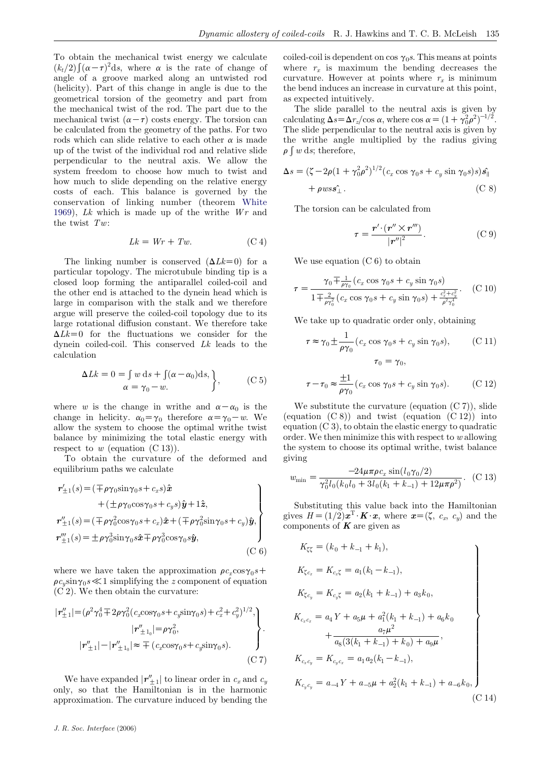To obtain the mechanical twist energy we calculate $(k_t/2)\int(\alpha-\tau)^2 \mathrm{d}s$, where $\alpha$ is the rate of change of angle of a groove marked along an untwisted rod (helicity). Part of this change in angle is due to the geometrical torsion of the geometry and part from the mechanical twist of the rod. The part due to the mechanical twist $(\alpha-\tau)$ costs energy. The torsion can be calculated from the geometry of the paths. For two rods which can slide relative to each other $\alpha$ is made up of the twist of the individual rod and relative slide perpendicular to the neutral axis. We allow the system freedom to choose how much to twist and how much to slide depending on the relative energy costs of each. This balance is governed by the conservation of linking number (theorem White 1969), $Lk$ which is made up of the writhe $Wr$ and the twist $Tw$:

$$Lk = Wr + Tw. \tag{C 4}$$

The linking number is conserved ($\Delta Lk=0$) for a particular topology. The microtubule binding tip is a closed loop forming the antiparallel coiled-coil and the other end is attached to the dynein head which is large in comparison with the stalk and we therefore argue will preserve the coiled-coil topology due to its large rotational diffusion constant. We therefore take $\Delta Lk=0$ for the fluctuations we consider for the dynein coiled-coil. This conserved $Lk$ leads to the calculation

$$\left.\begin{aligned}\Delta Lk = 0 = \int w\,\mathrm{d}s + \int(\alpha-\alpha_0)\mathrm{d}s,\\ \alpha = \gamma_0 - w.\end{aligned}\right\}, \tag{C 5}$$

where $w$ is the change in writhe and $\alpha-\alpha_0$ is the change in helicity. $\alpha_0=\gamma_0$ therefore $\alpha=\gamma_0-w$. We allow the system to choose the optimal writhe twist balance by minimizing the total elastic energy with respect to $w$ (equation (C 13)).

To obtain the curvature of the deformed and equilibrium paths we calculate

$$\left.\begin{aligned}
\boldsymbol{r}'_{\pm1}(s) &= (\mp\rho\gamma_0\sin\gamma_0 s + c_x s)\hat{\boldsymbol{x}}\\
&\quad + (\pm\rho\gamma_0\cos\gamma_0 s + c_y s)\hat{\boldsymbol{y}} + 1\hat{\boldsymbol{z}},\\
\boldsymbol{r}''_{\pm1}(s) &= (\mp\rho\gamma_0^2\cos\gamma_0 s + c_x)\hat{\boldsymbol{x}} + (\mp\rho\gamma_0^2\sin\gamma_0 s + c_y)\hat{\boldsymbol{y}},\\
\boldsymbol{r}'''_{\pm1}(s) &= \pm\rho\gamma_0^3\sin\gamma_0 s\hat{\boldsymbol{x}} \mp \rho\gamma_0^3\cos\gamma_0 s\hat{\boldsymbol{y}},
\end{aligned}\right\} \tag{C 6}$$

where we have taken the approximation $\rho c_x\cos\gamma_0 s + \rho c_y \sin\gamma_0 s \ll 1$ simplifying the $z$ component of equation (C 2). We then obtain the curvature:

$$\left.\begin{aligned}
|\boldsymbol{r}''_{\pm1}| &= (\rho^2\gamma_0^4 \mp 2\rho\gamma_0^2(c_x\cos\gamma_0 s + c_y\sin\gamma_0 s) + c_x^2 + c_y^2)^{1/2},\\
|\boldsymbol{r}''_{\pm1_0}| &= \rho\gamma_0^2,\\
|\boldsymbol{r}''_{\pm1}| - |\boldsymbol{r}''_{\pm1_0}| &\approx \mp(c_x\cos\gamma_0 s + c_y\sin\gamma_0 s).
\end{aligned}\right\}. \tag{C 7}$$

We have expanded $|\boldsymbol{r}''_{\pm1}|$ to linear order in $c_x$ and $c_y$ only, so that the Hamiltonian is in the harmonic approximation. The curvature induced by bending the coiled-coil is dependent on $\cos\gamma_0 s$. This means at points where $r_x$ is maximum the bending decreases the curvature. However at points where $r_x$ is minimum the bend induces an increase in curvature at this point, as expected intuitively.

The slide parallel to the neutral axis is given by calculating $\Delta s = \Delta r_z/\cos\alpha$, where $\cos\alpha = (1+\gamma_0^2\rho^2)^{-1/2}$. The slide perpendicular to the neutral axis is given by the writhe angle multiplied by the radius giving $\rho\int w\,\mathrm{d}s$; therefore,

$$\begin{aligned}\Delta s = (\zeta - 2\rho(1+\gamma_0^2\rho^2)^{1/2}(c_x\cos\gamma_0 s + c_y\sin\gamma_0 s)s)\hat{s_\parallel}\\ + \rho w s\hat{s_\perp}.\end{aligned} \tag{C 8}$$

The torsion can be calculated from

$$\tau = \frac{\boldsymbol{r}'\cdot(\boldsymbol{r}''\times\boldsymbol{r}''')}{|\boldsymbol{r}''|^2}. \tag{C 9}$$

We use equation (C 6) to obtain

$$\tau = \frac{\gamma_0 \mp \frac{1}{\rho\gamma_0}(c_x\cos\gamma_0 s + c_y\sin\gamma_0 s)}{1 \mp \frac{2}{\rho\gamma_0^2}(c_x\cos\gamma_0 s + c_y\sin\gamma_0 s) + \frac{c_x^2+c_y^2}{\rho^2\gamma_0^4}}. \tag{C 10}$$

We take up to quadratic order only, obtaining

$$\tau \approx \gamma_0 \pm \frac{1}{\rho\gamma_0}(c_x\cos\gamma_0 s + c_y\sin\gamma_0 s), \tag{C 11}$$

$$\tau_0 = \gamma_0,$$

$$\tau - \tau_0 \approx \frac{\pm1}{\rho\gamma_0}(c_x\cos\gamma_0 s + c_y\sin\gamma_0 s). \tag{C 12}$$

We substitute the curvature (equation (C 7)), slide (equation (C 8)) and twist (equation (C 12)) into equation (C 3), to obtain the elastic energy to quadratic order. We then minimize this with respect to $w$ allowing the system to choose its optimal writhe, twist balance giving

$$w_{\min} = \frac{-24\mu\pi\rho c_x\sin(l_0\gamma_0/2)}{\gamma_0^2 l_0(k_0 l_0 + 3l_0(k_1+k_{-1}) + 12\mu\pi\rho^2)}. \tag{C 13}$$

Substituting this value back into the Hamiltonian gives $H = (1/2)\boldsymbol{x}^{\mathrm{T}}\cdot\boldsymbol{K}\cdot\boldsymbol{x}$, where $\boldsymbol{x} = (\zeta, c_x, c_y)$ and the components of $\boldsymbol{K}$ are given as

$$\left.\begin{aligned}
K_{\zeta\zeta} &= (k_0 + k_{-1} + k_1),\\
K_{\zeta c_x} &= K_{c_x\zeta} = a_1(k_1 - k_{-1}),\\
K_{\zeta c_y} &= K_{c_y\zeta} = a_2(k_1 + k_{-1}) + a_3 k_0,\\
K_{c_x c_x} &= a_4 Y + a_5\mu + a_1^2(k_1 + k_{-1}) + a_6 k_0\\
&\quad + \frac{a_7\mu^2}{a_8(3(k_1+k_{-1}) + k_0) + a_9\mu},\\
K_{c_x c_y} &= K_{c_y c_x} = a_1 a_2(k_1 - k_{-1}),\\
K_{c_y c_y} &= a_{-4}Y + a_{-5}\mu + a_2^2(k_1 + k_{-1}) + a_{-6}k_0,
\end{aligned}\right\} \tag{C 14}$$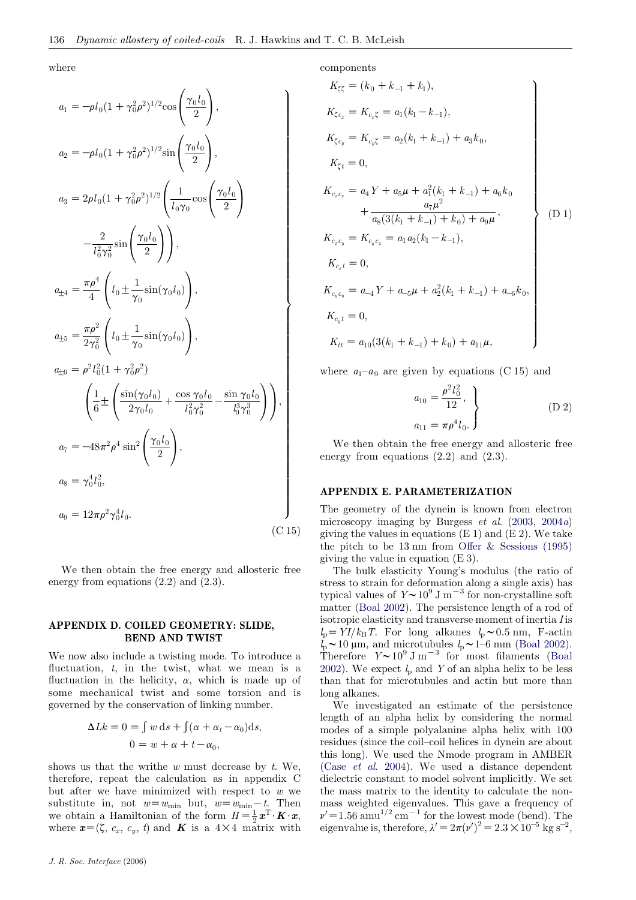where

$$
\left.
\begin{aligned}
a_1 &= -\rho l_0 (1+\gamma_0^2\rho^2)^{1/2} \cos\left(\frac{\gamma_0 l_0}{2}\right),\\
a_2 &= -\rho l_0 (1+\gamma_0^2\rho^2)^{1/2} \sin\left(\frac{\gamma_0 l_0}{2}\right),\\
a_3 &= 2\rho l_0 (1+\gamma_0^2\rho^2)^{1/2} \left(\frac{1}{l_0\gamma_0}\cos\left(\frac{\gamma_0 l_0}{2}\right)\right.\\
&\qquad \left. -\frac{2}{l_0^2\gamma_0^2}\sin\left(\frac{\gamma_0 l_0}{2}\right)\right),\\
a_{\pm 4} &= \frac{\pi\rho^4}{4}\left(l_0 \pm \frac{1}{\gamma_0}\sin(\gamma_0 l_0)\right),\\
a_{\pm 5} &= \frac{\pi\rho^2}{2\gamma_0^2}\left(l_0 \pm \frac{1}{\gamma_0}\sin(\gamma_0 l_0)\right),\\
a_{\pm 6} &= \rho^2 l_0^2 (1+\gamma_0^2\rho^2)\\
&\qquad \left(\frac{1}{6} \pm \left(\frac{\sin(\gamma_0 l_0)}{2\gamma_0 l_0} + \frac{\cos\gamma_0 l_0}{l_0^2\gamma_0^2} - \frac{\sin\gamma_0 l_0}{l_0^3\gamma_0^3}\right)\right),\\
a_7 &= -48\pi^2\rho^4 \sin^2\left(\frac{\gamma_0 l_0}{2}\right),\\
a_8 &= \gamma_0^4 l_0^2,\\
a_9 &= 12\pi\rho^2\gamma_0^4 l_0.
\end{aligned}
\right\}
\tag{C 15}
$$

We then obtain the free energy and allosteric free energy from equations (2.2) and (2.3).

## APPENDIX D. COILED GEOMETRY: SLIDE, BEND AND TWIST

We now also include a twisting mode. To introduce a fluctuation, $t$, in the twist, what we mean is a fluctuation in the helicity, $\alpha$, which is made up of some mechanical twist and some torsion and is governed by the conservation of linking number.

$$
\begin{aligned}
\Delta Lk = 0 &= \int w \, \mathrm{d}s + \int(\alpha + \alpha_t - \alpha_0)\mathrm{d}s,\\
0 &= w + \alpha + t - \alpha_0,
\end{aligned}
$$

shows us that the writhe $w$ must decrease by $t$. We, therefore, repeat the calculation as in appendix C but after we have minimized with respect to $w$ we substitute in, not $w = w_{\min}$ but, $w = w_{\min} - t$. Then we obtain a Hamiltonian of the form $H = \frac{1}{2}\boldsymbol{x}^{\mathrm{T}} \cdot \boldsymbol{K} \cdot \boldsymbol{x}$, where $\boldsymbol{x} = (\zeta, c_x, c_y, t)$ and $\boldsymbol{K}$ is a $4\times 4$ matrix with components

$$
\left.
\begin{aligned}
K_{\zeta\zeta} &= (k_0 + k_{-1} + k_1),\\
K_{\zeta c_x} &= K_{c_x \zeta} = a_1(k_1 - k_{-1}),\\
K_{\zeta c_y} &= K_{c_y \zeta} = a_2(k_1 + k_{-1}) + a_3 k_0,\\
K_{\zeta t} &= 0,\\
K_{c_x c_x} &= a_4 Y + a_5\mu + a_1^2(k_1 + k_{-1}) + a_6 k_0\\
&\qquad + \frac{a_7\mu^2}{a_8(3(k_1 + k_{-1}) + k_0) + a_9\mu},\\
K_{c_x c_y} &= K_{c_y c_x} = a_1 a_2 (k_1 - k_{-1}),\\
K_{c_x t} &= 0,\\
K_{c_y c_y} &= a_{-4} Y + a_{-5}\mu + a_2^2(k_1 + k_{-1}) + a_{-6} k_0,\\
K_{c_y t} &= 0,\\
K_{tt} &= a_{10}(3(k_1 + k_{-1}) + k_0) + a_{11}\mu,
\end{aligned}
\right\}
\tag{D 1}
$$

where $a_1$–$a_9$ are given by equations (C 15) and

$$
\left.
\begin{aligned}
a_{10} &= \frac{\rho^2 l_0^2}{12},\\
a_{11} &= \pi\rho^4 l_0.
\end{aligned}
\right\}
\tag{D 2}
$$

We then obtain the free energy and allosteric free energy from equations (2.2) and (2.3).

## APPENDIX E. PARAMETERIZATION

The geometry of the dynein is known from electron microscopy imaging by Burgess *et al.* (2003, 2004*a*) giving the values in equations (E 1) and (E 2). We take the pitch to be 13 nm from Offer & Sessions (1995) giving the value in equation (E 3).

The bulk elasticity Young's modulus (the ratio of stress to strain for deformation along a single axis) has typical values of $Y \sim 10^9\ \mathrm{J\,m^{-3}}$ for non-crystalline soft matter (Boal 2002). The persistence length of a rod of isotropic elasticity and transverse moment of inertia $I$ is $l_{\mathrm{p}} = YI/k_{\mathrm{B}}T$. For long alkanes $l_{\mathrm{p}} \sim 0.5$ nm, F-actin $l_{\mathrm{p}} \sim 10$ μm, and microtubules $l_{\mathrm{p}} \sim 1$–6 mm (Boal 2002). Therefore $Y \sim 10^9\ \mathrm{J\,m^{-3}}$ for most filaments (Boal 2002). We expect $l_{\mathrm{p}}$ and $Y$ of an alpha helix to be less than that for microtubules and actin but more than long alkanes.

We investigated an estimate of the persistence length of an alpha helix by considering the normal modes of a simple polyalanine alpha helix with 100 residues (since the coil–coil helices in dynein are about this long). We used the Nmode program in AMBER (Case *et al.* 2004). We used a distance dependent dielectric constant to model solvent implicitly. We set the mass matrix to the identity to calculate the non-mass weighted eigenvalues. This gave a frequency of $\nu' = 1.56\ \mathrm{amu^{1/2}\,cm^{-1}}$ for the lowest mode (bend). The eigenvalue is, therefore, $\lambda' = 2\pi(\nu')^2 = 2.3 \times 10^{-5}\ \mathrm{kg\,s^{-2}}$,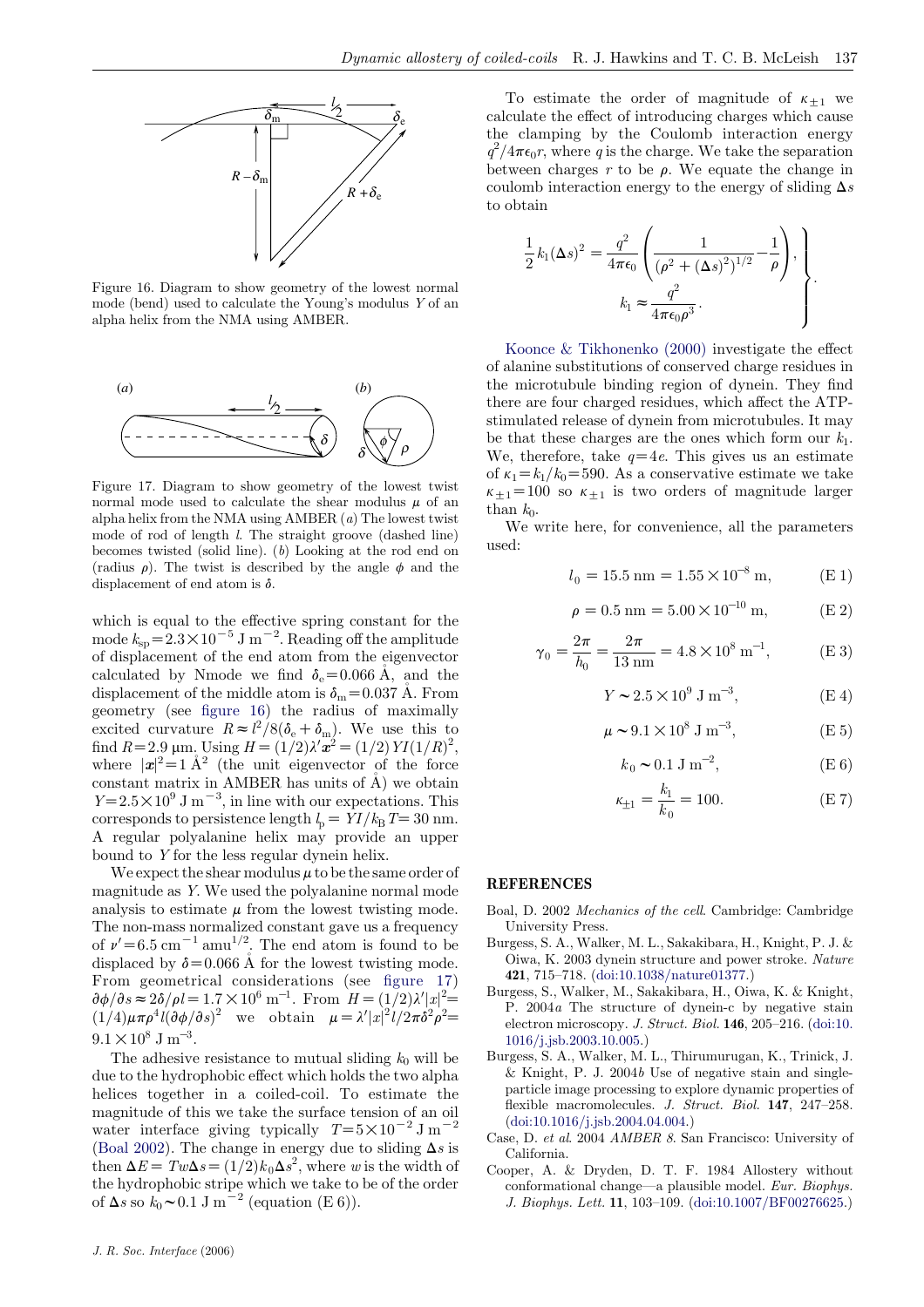Figure 16. Diagram to show geometry of the lowest normal mode (bend) used to calculate the Young's modulus $Y$ of an alpha helix from the NMA using AMBER.

Figure 17. Diagram to show geometry of the lowest twist normal mode used to calculate the shear modulus $\mu$ of an alpha helix from the NMA using AMBER (*a*) The lowest twist mode of rod of length $l$. The straight groove (dashed line) becomes twisted (solid line). (*b*) Looking at the rod end on (radius $\rho$). The twist is described by the angle $\phi$ and the displacement of end atom is $\delta$.

which is equal to the effective spring constant for the mode $k_{\rm sp}=2.3\times10^{-5}\ {\rm J\ m^{-2}}$. Reading off the amplitude of displacement of the end atom from the eigenvector calculated by Nmode we find $\delta_{\rm e}=0.066$ Å, and the displacement of the middle atom is $\delta_{\rm m}=0.037$ Å. From geometry (see figure 16) the radius of maximally excited curvature $R\approx l^2/8(\delta_{\rm e}+\delta_{\rm m})$. We use this to find $R=2.9\ \mu{\rm m}$. Using $H=(1/2)\lambda'\boldsymbol{x}^2=(1/2)YI(1/R)^2$, where $|\boldsymbol{x}|^2=1$ Å$^2$ (the unit eigenvector of the force constant matrix in AMBER has units of Å) we obtain $Y=2.5\times10^{9}\ {\rm J\ m^{-3}}$, in line with our expectations. This corresponds to persistence length $l_{\rm p}=YI/k_{\rm B}T=30$ nm. A regular polyalanine helix may provide an upper bound to $Y$ for the less regular dynein helix.

We expect the shear modulus $\mu$ to be the same order of magnitude as $Y$. We used the polyalanine normal mode analysis to estimate $\mu$ from the lowest twisting mode. The non-mass normalized constant gave us a frequency of $\nu'=6.5\ {\rm cm^{-1}\ amu^{1/2}}$. The end atom is found to be displaced by $\delta=0.066$ Å for the lowest twisting mode. From geometrical considerations (see figure 17) $\partial\phi/\partial s\approx2\delta/\rho l=1.7\times10^{6}\ {\rm m^{-1}}$. From $H=(1/2)\lambda'|x|^2=(1/4)\mu\pi\rho^4 l(\partial\phi/\partial s)^2$ we obtain $\mu=\lambda'|x|^2 l/2\pi\delta^2\rho^2=9.1\times10^{8}\ {\rm J\ m^{-3}}$.

The adhesive resistance to mutual sliding $k_0$ will be due to the hydrophobic effect which holds the two alpha helices together in a coiled-coil. To estimate the magnitude of this we take the surface tension of an oil water interface giving typically $T=5\times10^{-2}\ {\rm J\ m^{-2}}$ (Boal 2002). The change in energy due to sliding $\Delta s$ is then $\Delta E=Tw\Delta s=(1/2)k_0\Delta s^2$, where $w$ is the width of the hydrophobic stripe which we take to be of the order of $\Delta s$ so $k_0\sim0.1\ {\rm J\ m^{-2}}$ (equation (E 6)).

To estimate the order of magnitude of $\kappa_{\pm1}$ we calculate the effect of introducing charges which cause the clamping by the Coulomb interaction energy $q^2/4\pi\epsilon_0 r$, where $q$ is the charge. We take the separation between charges $r$ to be $\rho$. We equate the change in coulomb interaction energy to the energy of sliding $\Delta s$ to obtain

$$
\left.\begin{aligned}
\frac{1}{2}k_1(\Delta s)^2 &= \frac{q^2}{4\pi\epsilon_0}\left(\frac{1}{(\rho^2+(\Delta s)^2)^{1/2}}-\frac{1}{\rho}\right),\\
k_1 &\approx \frac{q^2}{4\pi\epsilon_0\rho^3}.
\end{aligned}\right\}
$$

Koonce & Tikhonenko (2000) investigate the effect of alanine substitutions of conserved charge residues in the microtubule binding region of dynein. They find there are four charged residues, which affect the ATP-stimulated release of dynein from microtubules. It may be that these charges are the ones which form our $k_1$. We, therefore, take $q=4e$. This gives us an estimate of $\kappa_1=k_1/k_0=590$. As a conservative estimate we take $\kappa_{\pm1}=100$ so $\kappa_{\pm1}$ is two orders of magnitude larger than $k_0$.

We write here, for convenience, all the parameters used:

$$l_0=15.5\ {\rm nm}=1.55\times10^{-8}\ {\rm m}, \tag{E 1}$$

$$\rho=0.5\ {\rm nm}=5.00\times10^{-10}\ {\rm m}, \tag{E 2}$$

$$\gamma_0=\frac{2\pi}{h_0}=\frac{2\pi}{13\ {\rm nm}}=4.8\times10^{8}\ {\rm m^{-1}}, \tag{E 3}$$

$$Y\sim2.5\times10^{9}\ {\rm J\ m^{-3}}, \tag{E 4}$$

$$\mu\sim9.1\times10^{8}\ {\rm J\ m^{-3}}, \tag{E 5}$$

$$k_0\sim0.1\ {\rm J\ m^{-2}}, \tag{E 6}$$

$$\kappa_{\pm1}=\frac{k_1}{k_0}=100. \tag{E 7}$$

## REFERENCES

Boal, D. 2002 *Mechanics of the cell*. Cambridge: Cambridge University Press.

Burgess, S. A., Walker, M. L., Sakakibara, H., Knight, P. J. & Oiwa, K. 2003 dynein structure and power stroke. *Nature* **421**, 715–718. (doi:10.1038/nature01377.)

Burgess, S., Walker, M., Sakakibara, H., Oiwa, K. & Knight, P. 2004*a* The structure of dynein-c by negative stain electron microscopy. *J. Struct. Biol.* **146**, 205–216. (doi:10.1016/j.jsb.2003.10.005.)

Burgess, S. A., Walker, M. L., Thirumurugan, K., Trinick, J. & Knight, P. J. 2004*b* Use of negative stain and single-particle image processing to explore dynamic properties of flexible macromolecules. *J. Struct. Biol.* **147**, 247–258. (doi:10.1016/j.jsb.2004.04.004.)

Case, D. *et al.* 2004 *AMBER 8*. San Francisco: University of California.

Cooper, A. & Dryden, D. T. F. 1984 Allostery without conformational change—a plausible model. *Eur. Biophys. J. Biophys. Lett.* **11**, 103–109. (doi:10.1007/BF00276625.)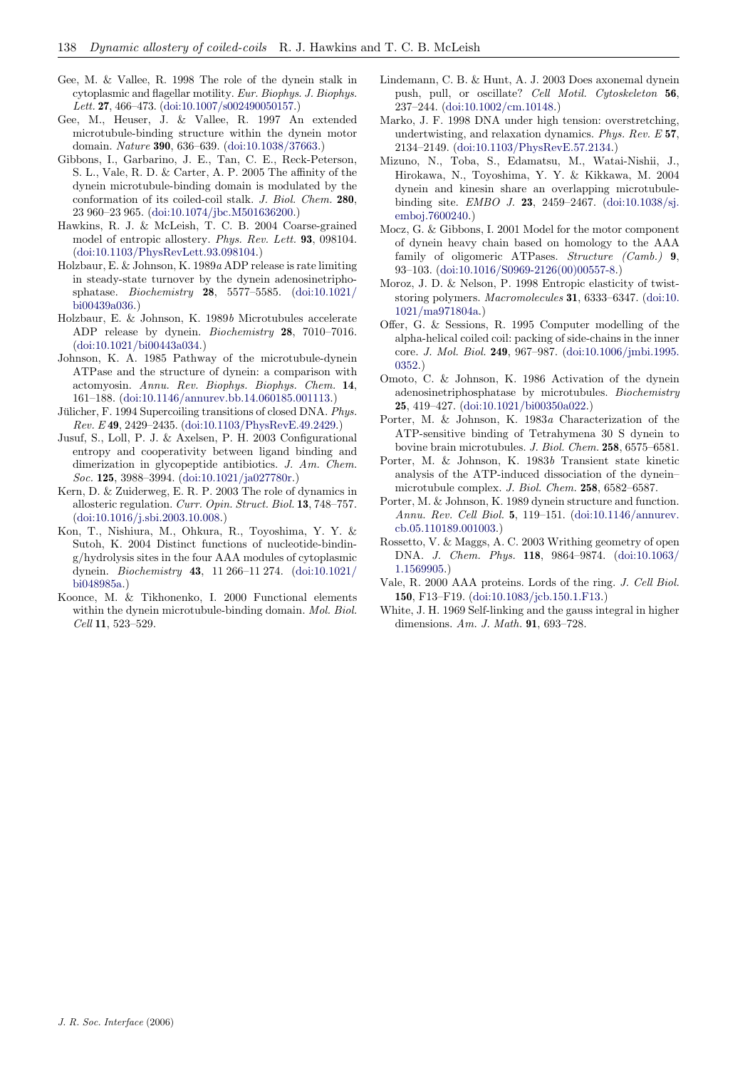Gee, M. & Vallee, R. 1998 The role of the dynein stalk in cytoplasmic and flagellar motility. *Eur. Biophys. J. Biophys. Lett.* **27**, 466–473. (doi:10.1007/s002490050157.)

Gee, M., Heuser, J. & Vallee, R. 1997 An extended microtubule-binding structure within the dynein motor domain. *Nature* **390**, 636–639. (doi:10.1038/37663.)

Gibbons, I., Garbarino, J. E., Tan, C. E., Reck-Peterson, S. L., Vale, R. D. & Carter, A. P. 2005 The affinity of the dynein microtubule-binding domain is modulated by the conformation of its coiled-coil stalk. *J. Biol. Chem.* **280**, 23 960–23 965. (doi:10.1074/jbc.M501636200.)

Hawkins, R. J. & McLeish, T. C. B. 2004 Coarse-grained model of entropic allostery. *Phys. Rev. Lett.* **93**, 098104. (doi:10.1103/PhysRevLett.93.098104.)

Holzbaur, E. & Johnson, K. 1989*a* ADP release is rate limiting in steady-state turnover by the dynein adenosinetriphosphatase. *Biochemistry* **28**, 5577–5585. (doi:10.1021/bi00439a036.)

Holzbaur, E. & Johnson, K. 1989*b* Microtubules accelerate ADP release by dynein. *Biochemistry* **28**, 7010–7016. (doi:10.1021/bi00443a034.)

Johnson, K. A. 1985 Pathway of the microtubule-dynein ATPase and the structure of dynein: a comparison with actomyosin. *Annu. Rev. Biophys. Biophys. Chem.* **14**, 161–188. (doi:10.1146/annurev.bb.14.060185.001113.)

Jülicher, F. 1994 Supercoiling transitions of closed DNA. *Phys. Rev. E* **49**, 2429–2435. (doi:10.1103/PhysRevE.49.2429.)

Jusuf, S., Loll, P. J. & Axelsen, P. H. 2003 Configurational entropy and cooperativity between ligand binding and dimerization in glycopeptide antibiotics. *J. Am. Chem. Soc.* **125**, 3988–3994. (doi:10.1021/ja027780r.)

Kern, D. & Zuiderweg, E. R. P. 2003 The role of dynamics in allosteric regulation. *Curr. Opin. Struct. Biol.* **13**, 748–757. (doi:10.1016/j.sbi.2003.10.008.)

Kon, T., Nishiura, M., Ohkura, R., Toyoshima, Y. Y. & Sutoh, K. 2004 Distinct functions of nucleotide-binding/hydrolysis sites in the four AAA modules of cytoplasmic dynein. *Biochemistry* **43**, 11 266–11 274. (doi:10.1021/bi048985a.)

Koonce, M. & Tikhonenko, I. 2000 Functional elements within the dynein microtubule-binding domain. *Mol. Biol. Cell* **11**, 523–529.

Lindemann, C. B. & Hunt, A. J. 2003 Does axonemal dynein push, pull, or oscillate? *Cell Motil. Cytoskeleton* **56**, 237–244. (doi:10.1002/cm.10148.)

Marko, J. F. 1998 DNA under high tension: overstretching, undertwisting, and relaxation dynamics. *Phys. Rev. E* **57**, 2134–2149. (doi:10.1103/PhysRevE.57.2134.)

Mizuno, N., Toba, S., Edamatsu, M., Watai-Nishii, J., Hirokawa, N., Toyoshima, Y. Y. & Kikkawa, M. 2004 dynein and kinesin share an overlapping microtubule-binding site. *EMBO J.* **23**, 2459–2467. (doi:10.1038/sj.emboj.7600240.)

Mocz, G. & Gibbons, I. 2001 Model for the motor component of dynein heavy chain based on homology to the AAA family of oligomeric ATPases. *Structure (Camb.)* **9**, 93–103. (doi:10.1016/S0969-2126(00)00557-8.)

Moroz, J. D. & Nelson, P. 1998 Entropic elasticity of twist-storing polymers. *Macromolecules* **31**, 6333–6347. (doi:10.1021/ma971804a.)

Offer, G. & Sessions, R. 1995 Computer modelling of the alpha-helical coiled coil: packing of side-chains in the inner core. *J. Mol. Biol.* **249**, 967–987. (doi:10.1006/jmbi.1995.0352.)

Omoto, C. & Johnson, K. 1986 Activation of the dynein adenosinetriphosphatase by microtubules. *Biochemistry* **25**, 419–427. (doi:10.1021/bi00350a022.)

Porter, M. & Johnson, K. 1983*a* Characterization of the ATP-sensitive binding of Tetrahymena 30 S dynein to bovine brain microtubules. *J. Biol. Chem.* **258**, 6575–6581.

Porter, M. & Johnson, K. 1983*b* Transient state kinetic analysis of the ATP-induced dissociation of the dynein–microtubule complex. *J. Biol. Chem.* **258**, 6582–6587.

Porter, M. & Johnson, K. 1989 dynein structure and function. *Annu. Rev. Cell Biol.* **5**, 119–151. (doi:10.1146/annurev.cb.05.110189.001003.)

Rossetto, V. & Maggs, A. C. 2003 Writhing geometry of open DNA. *J. Chem. Phys.* **118**, 9864–9874. (doi:10.1063/1.1569905.)

Vale, R. 2000 AAA proteins. Lords of the ring. *J. Cell Biol.* **150**, F13–F19. (doi:10.1083/jcb.150.1.F13.)

White, J. H. 1969 Self-linking and the gauss integral in higher dimensions. *Am. J. Math.* **91**, 693–728.